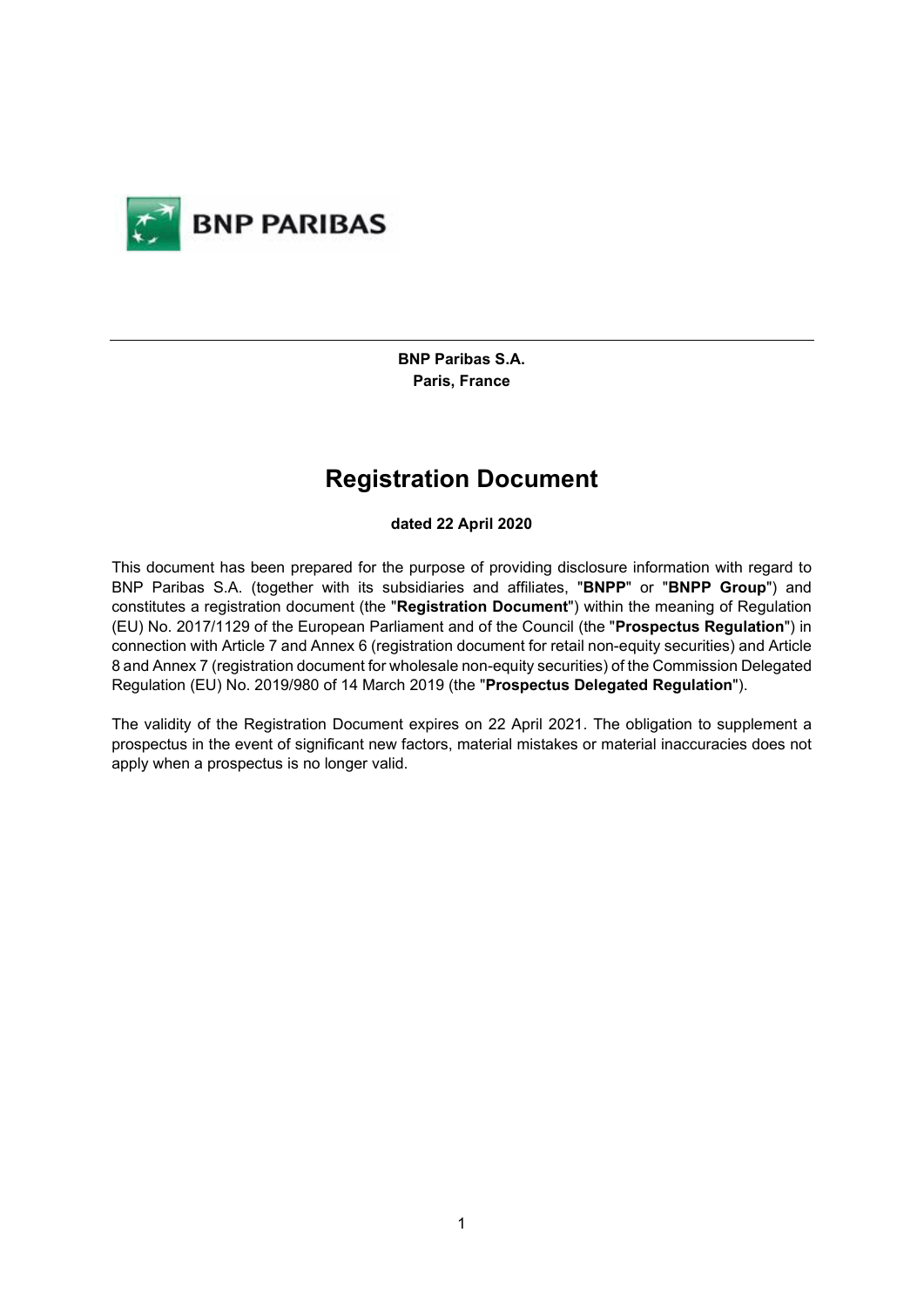**BNP Paribas S.A.**
**Paris, France**

# Registration Document

**dated 22 April 2020**

This document has been prepared for the purpose of providing disclosure information with regard to BNP Paribas S.A. (together with its subsidiaries and affiliates, "**BNPP**" or "**BNPP Group**") and constitutes a registration document (the "**Registration Document**") within the meaning of Regulation (EU) No. 2017/1129 of the European Parliament and of the Council (the "**Prospectus Regulation**") in connection with Article 7 and Annex 6 (registration document for retail non-equity securities) and Article 8 and Annex 7 (registration document for wholesale non-equity securities) of the Commission Delegated Regulation (EU) No. 2019/980 of 14 March 2019 (the "**Prospectus Delegated Regulation**").

The validity of the Registration Document expires on 22 April 2021. The obligation to supplement a prospectus in the event of significant new factors, material mistakes or material inaccuracies does not apply when a prospectus is no longer valid.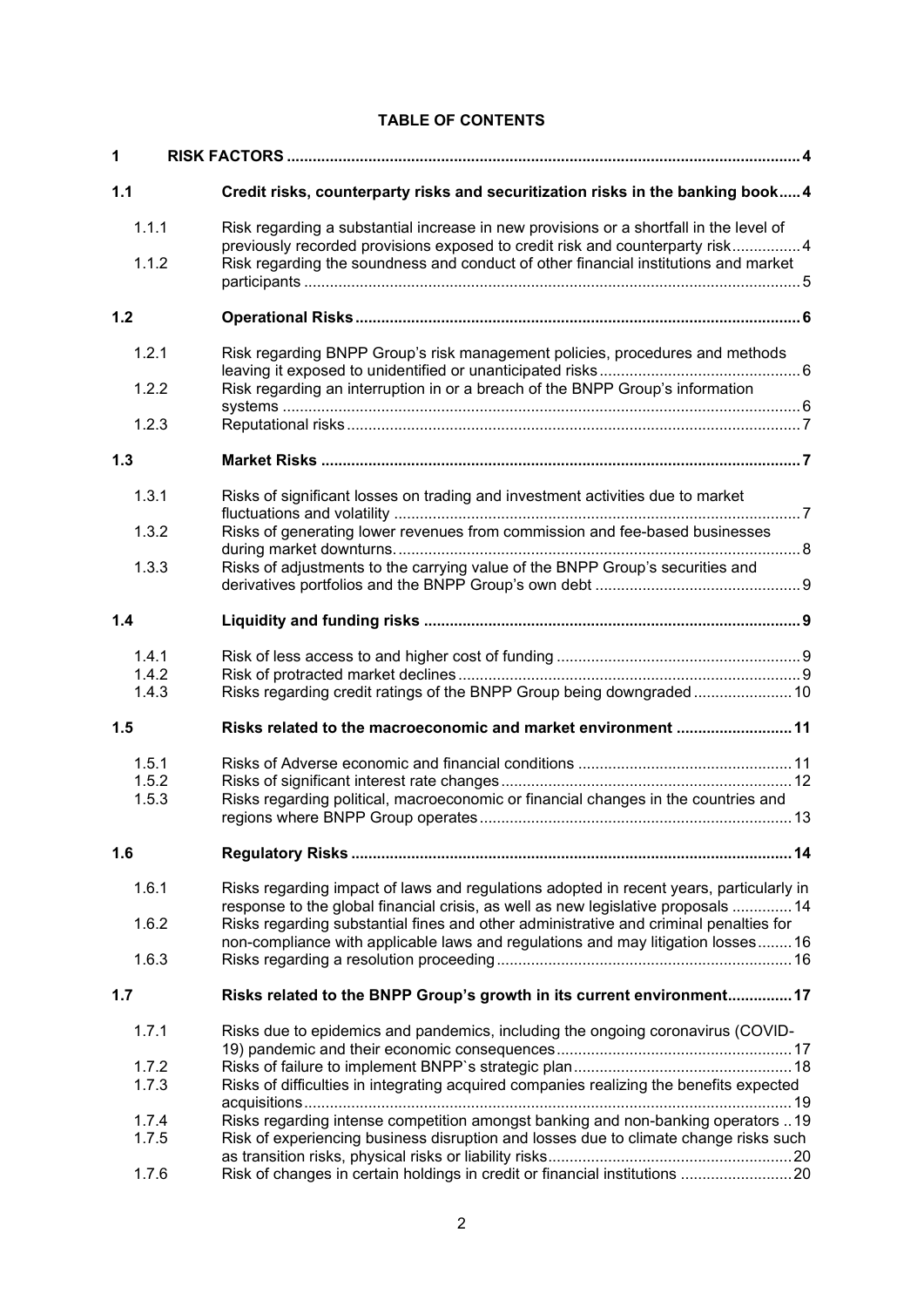**TABLE OF CONTENTS**

| | | |
|---|---|---|
| **1** | **RISK FACTORS** | **4** |
| **1.1** | **Credit risks, counterparty risks and securitization risks in the banking book** | **4** |
| 1.1.1 | Risk regarding a substantial increase in new provisions or a shortfall in the level of previously recorded provisions exposed to credit risk and counterparty risk | 4 |
| 1.1.2 | Risk regarding the soundness and conduct of other financial institutions and market participants | 5 |
| **1.2** | **Operational Risks** | **6** |
| 1.2.1 | Risk regarding BNPP Group's risk management policies, procedures and methods leaving it exposed to unidentified or unanticipated risks | 6 |
| 1.2.2 | Risk regarding an interruption in or a breach of the BNPP Group's information systems | 6 |
| 1.2.3 | Reputational risks | 7 |
| **1.3** | **Market Risks** | **7** |
| 1.3.1 | Risks of significant losses on trading and investment activities due to market fluctuations and volatility | 7 |
| 1.3.2 | Risks of generating lower revenues from commission and fee-based businesses during market downturns. | 8 |
| 1.3.3 | Risks of adjustments to the carrying value of the BNPP Group's securities and derivatives portfolios and the BNPP Group's own debt | 9 |
| **1.4** | **Liquidity and funding risks** | **9** |
| 1.4.1 | Risk of less access to and higher cost of funding | 9 |
| 1.4.2 | Risk of protracted market declines | 9 |
| 1.4.3 | Risks regarding credit ratings of the BNPP Group being downgraded | 10 |
| **1.5** | **Risks related to the macroeconomic and market environment** | **11** |
| 1.5.1 | Risks of Adverse economic and financial conditions | 11 |
| 1.5.2 | Risks of significant interest rate changes | 12 |
| 1.5.3 | Risks regarding political, macroeconomic or financial changes in the countries and regions where BNPP Group operates | 13 |
| **1.6** | **Regulatory Risks** | **14** |
| 1.6.1 | Risks regarding impact of laws and regulations adopted in recent years, particularly in response to the global financial crisis, as well as new legislative proposals | 14 |
| 1.6.2 | Risks regarding substantial fines and other administrative and criminal penalties for non-compliance with applicable laws and regulations and may litigation losses | 16 |
| 1.6.3 | Risks regarding a resolution proceeding | 16 |
| **1.7** | **Risks related to the BNPP Group's growth in its current environment** | **17** |
| 1.7.1 | Risks due to epidemics and pandemics, including the ongoing coronavirus (COVID-19) pandemic and their economic consequences | 17 |
| 1.7.2 | Risks of failure to implement BNPP`s strategic plan | 18 |
| 1.7.3 | Risks of difficulties in integrating acquired companies realizing the benefits expected acquisitions | 19 |
| 1.7.4 | Risks regarding intense competition amongst banking and non-banking operators | 19 |
| 1.7.5 | Risk of experiencing business disruption and losses due to climate change risks such as transition risks, physical risks or liability risks | 20 |
| 1.7.6 | Risk of changes in certain holdings in credit or financial institutions | 20 |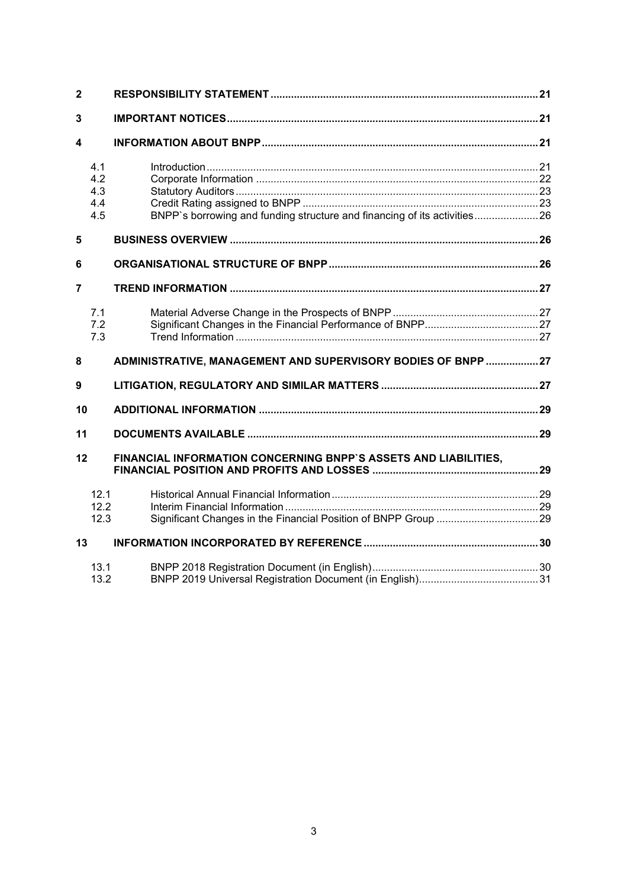| | | |
|---|---|---|
| **2** | **RESPONSIBILITY STATEMENT** | **21** |
| **3** | **IMPORTANT NOTICES** | **21** |
| **4** | **INFORMATION ABOUT BNPP** | **21** |
| 4.1 | Introduction | 21 |
| 4.2 | Corporate Information | 22 |
| 4.3 | Statutory Auditors | 23 |
| 4.4 | Credit Rating assigned to BNPP | 23 |
| 4.5 | BNPP`s borrowing and funding structure and financing of its activities | 26 |
| **5** | **BUSINESS OVERVIEW** | **26** |
| **6** | **ORGANISATIONAL STRUCTURE OF BNPP** | **26** |
| **7** | **TREND INFORMATION** | **27** |
| 7.1 | Material Adverse Change in the Prospects of BNPP | 27 |
| 7.2 | Significant Changes in the Financial Performance of BNPP | 27 |
| 7.3 | Trend Information | 27 |
| **8** | **ADMINISTRATIVE, MANAGEMENT AND SUPERVISORY BODIES OF BNPP** | **27** |
| **9** | **LITIGATION, REGULATORY AND SIMILAR MATTERS** | **27** |
| **10** | **ADDITIONAL INFORMATION** | **29** |
| **11** | **DOCUMENTS AVAILABLE** | **29** |
| **12** | **FINANCIAL INFORMATION CONCERNING BNPP`S ASSETS AND LIABILITIES, FINANCIAL POSITION AND PROFITS AND LOSSES** | **29** |
| 12.1 | Historical Annual Financial Information | 29 |
| 12.2 | Interim Financial Information | 29 |
| 12.3 | Significant Changes in the Financial Position of BNPP Group | 29 |
| **13** | **INFORMATION INCORPORATED BY REFERENCE** | **30** |
| 13.1 | BNPP 2018 Registration Document (in English) | 30 |
| 13.2 | BNPP 2019 Universal Registration Document (in English) | 31 |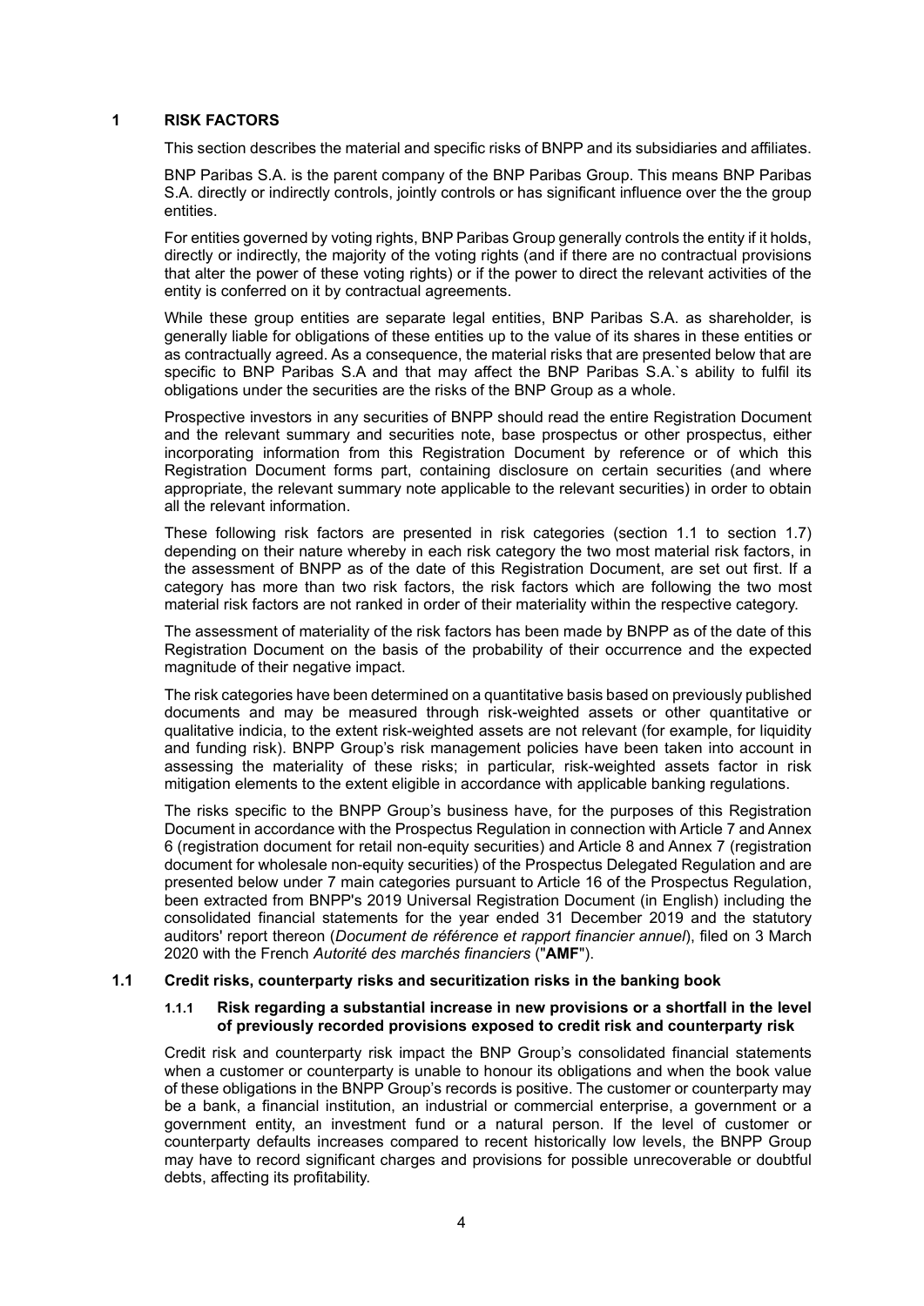# 1 RISK FACTORS

This section describes the material and specific risks of BNPP and its subsidiaries and affiliates.

BNP Paribas S.A. is the parent company of the BNP Paribas Group. This means BNP Paribas S.A. directly or indirectly controls, jointly controls or has significant influence over the the group entities.

For entities governed by voting rights, BNP Paribas Group generally controls the entity if it holds, directly or indirectly, the majority of the voting rights (and if there are no contractual provisions that alter the power of these voting rights) or if the power to direct the relevant activities of the entity is conferred on it by contractual agreements.

While these group entities are separate legal entities, BNP Paribas S.A. as shareholder, is generally liable for obligations of these entities up to the value of its shares in these entities or as contractually agreed. As a consequence, the material risks that are presented below that are specific to BNP Paribas S.A and that may affect the BNP Paribas S.A.`s ability to fulfil its obligations under the securities are the risks of the BNP Group as a whole.

Prospective investors in any securities of BNPP should read the entire Registration Document and the relevant summary and securities note, base prospectus or other prospectus, either incorporating information from this Registration Document by reference or of which this Registration Document forms part, containing disclosure on certain securities (and where appropriate, the relevant summary note applicable to the relevant securities) in order to obtain all the relevant information.

These following risk factors are presented in risk categories (section 1.1 to section 1.7) depending on their nature whereby in each risk category the two most material risk factors, in the assessment of BNPP as of the date of this Registration Document, are set out first. If a category has more than two risk factors, the risk factors which are following the two most material risk factors are not ranked in order of their materiality within the respective category.

The assessment of materiality of the risk factors has been made by BNPP as of the date of this Registration Document on the basis of the probability of their occurrence and the expected magnitude of their negative impact.

The risk categories have been determined on a quantitative basis based on previously published documents and may be measured through risk-weighted assets or other quantitative or qualitative indicia, to the extent risk-weighted assets are not relevant (for example, for liquidity and funding risk). BNPP Group's risk management policies have been taken into account in assessing the materiality of these risks; in particular, risk-weighted assets factor in risk mitigation elements to the extent eligible in accordance with applicable banking regulations.

The risks specific to the BNPP Group's business have, for the purposes of this Registration Document in accordance with the Prospectus Regulation in connection with Article 7 and Annex 6 (registration document for retail non-equity securities) and Article 8 and Annex 7 (registration document for wholesale non-equity securities) of the Prospectus Delegated Regulation and are presented below under 7 main categories pursuant to Article 16 of the Prospectus Regulation, been extracted from BNPP's 2019 Universal Registration Document (in English) including the consolidated financial statements for the year ended 31 December 2019 and the statutory auditors' report thereon (*Document de référence et rapport financier annuel*), filed on 3 March 2020 with the French *Autorité des marchés financiers* ("**AMF**").

## 1.1 Credit risks, counterparty risks and securitization risks in the banking book

### 1.1.1 Risk regarding a substantial increase in new provisions or a shortfall in the level of previously recorded provisions exposed to credit risk and counterparty risk

Credit risk and counterparty risk impact the BNP Group's consolidated financial statements when a customer or counterparty is unable to honour its obligations and when the book value of these obligations in the BNPP Group's records is positive. The customer or counterparty may be a bank, a financial institution, an industrial or commercial enterprise, a government or a government entity, an investment fund or a natural person. If the level of customer or counterparty defaults increases compared to recent historically low levels, the BNPP Group may have to record significant charges and provisions for possible unrecoverable or doubtful debts, affecting its profitability.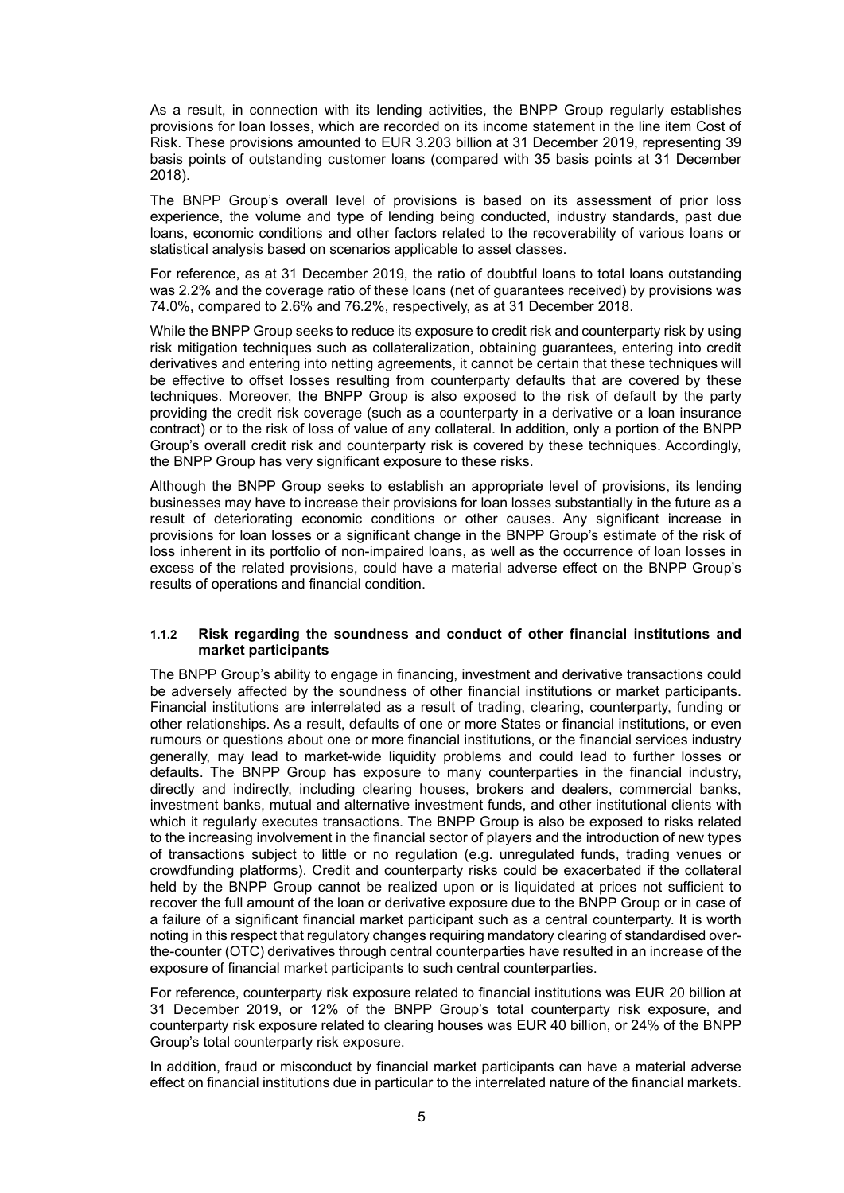As a result, in connection with its lending activities, the BNPP Group regularly establishes provisions for loan losses, which are recorded on its income statement in the line item Cost of Risk. These provisions amounted to EUR 3.203 billion at 31 December 2019, representing 39 basis points of outstanding customer loans (compared with 35 basis points at 31 December 2018).

The BNPP Group's overall level of provisions is based on its assessment of prior loss experience, the volume and type of lending being conducted, industry standards, past due loans, economic conditions and other factors related to the recoverability of various loans or statistical analysis based on scenarios applicable to asset classes.

For reference, as at 31 December 2019, the ratio of doubtful loans to total loans outstanding was 2.2% and the coverage ratio of these loans (net of guarantees received) by provisions was 74.0%, compared to 2.6% and 76.2%, respectively, as at 31 December 2018.

While the BNPP Group seeks to reduce its exposure to credit risk and counterparty risk by using risk mitigation techniques such as collateralization, obtaining guarantees, entering into credit derivatives and entering into netting agreements, it cannot be certain that these techniques will be effective to offset losses resulting from counterparty defaults that are covered by these techniques. Moreover, the BNPP Group is also exposed to the risk of default by the party providing the credit risk coverage (such as a counterparty in a derivative or a loan insurance contract) or to the risk of loss of value of any collateral. In addition, only a portion of the BNPP Group's overall credit risk and counterparty risk is covered by these techniques. Accordingly, the BNPP Group has very significant exposure to these risks.

Although the BNPP Group seeks to establish an appropriate level of provisions, its lending businesses may have to increase their provisions for loan losses substantially in the future as a result of deteriorating economic conditions or other causes. Any significant increase in provisions for loan losses or a significant change in the BNPP Group's estimate of the risk of loss inherent in its portfolio of non-impaired loans, as well as the occurrence of loan losses in excess of the related provisions, could have a material adverse effect on the BNPP Group's results of operations and financial condition.

#### 1.1.2 Risk regarding the soundness and conduct of other financial institutions and market participants

The BNPP Group's ability to engage in financing, investment and derivative transactions could be adversely affected by the soundness of other financial institutions or market participants. Financial institutions are interrelated as a result of trading, clearing, counterparty, funding or other relationships. As a result, defaults of one or more States or financial institutions, or even rumours or questions about one or more financial institutions, or the financial services industry generally, may lead to market-wide liquidity problems and could lead to further losses or defaults. The BNPP Group has exposure to many counterparties in the financial industry, directly and indirectly, including clearing houses, brokers and dealers, commercial banks, investment banks, mutual and alternative investment funds, and other institutional clients with which it regularly executes transactions. The BNPP Group is also be exposed to risks related to the increasing involvement in the financial sector of players and the introduction of new types of transactions subject to little or no regulation (e.g. unregulated funds, trading venues or crowdfunding platforms). Credit and counterparty risks could be exacerbated if the collateral held by the BNPP Group cannot be realized upon or is liquidated at prices not sufficient to recover the full amount of the loan or derivative exposure due to the BNPP Group or in case of a failure of a significant financial market participant such as a central counterparty. It is worth noting in this respect that regulatory changes requiring mandatory clearing of standardised over-the-counter (OTC) derivatives through central counterparties have resulted in an increase of the exposure of financial market participants to such central counterparties.

For reference, counterparty risk exposure related to financial institutions was EUR 20 billion at 31 December 2019, or 12% of the BNPP Group's total counterparty risk exposure, and counterparty risk exposure related to clearing houses was EUR 40 billion, or 24% of the BNPP Group's total counterparty risk exposure.

In addition, fraud or misconduct by financial market participants can have a material adverse effect on financial institutions due in particular to the interrelated nature of the financial markets.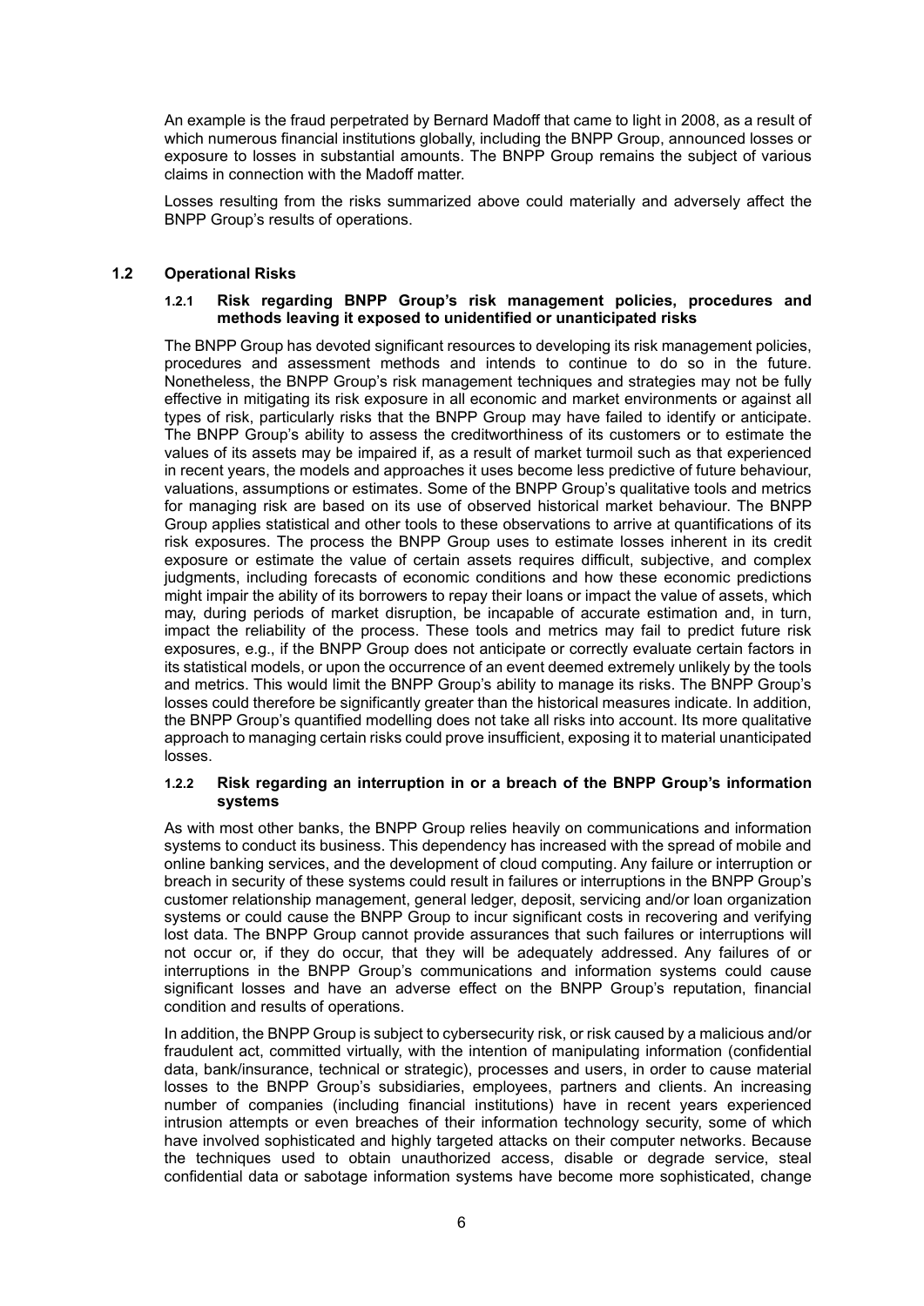An example is the fraud perpetrated by Bernard Madoff that came to light in 2008, as a result of which numerous financial institutions globally, including the BNPP Group, announced losses or exposure to losses in substantial amounts. The BNPP Group remains the subject of various claims in connection with the Madoff matter.

Losses resulting from the risks summarized above could materially and adversely affect the BNPP Group's results of operations.

## 1.2 Operational Risks

### 1.2.1 Risk regarding BNPP Group's risk management policies, procedures and methods leaving it exposed to unidentified or unanticipated risks

The BNPP Group has devoted significant resources to developing its risk management policies, procedures and assessment methods and intends to continue to do so in the future. Nonetheless, the BNPP Group's risk management techniques and strategies may not be fully effective in mitigating its risk exposure in all economic and market environments or against all types of risk, particularly risks that the BNPP Group may have failed to identify or anticipate. The BNPP Group's ability to assess the creditworthiness of its customers or to estimate the values of its assets may be impaired if, as a result of market turmoil such as that experienced in recent years, the models and approaches it uses become less predictive of future behaviour, valuations, assumptions or estimates. Some of the BNPP Group's qualitative tools and metrics for managing risk are based on its use of observed historical market behaviour. The BNPP Group applies statistical and other tools to these observations to arrive at quantifications of its risk exposures. The process the BNPP Group uses to estimate losses inherent in its credit exposure or estimate the value of certain assets requires difficult, subjective, and complex judgments, including forecasts of economic conditions and how these economic predictions might impair the ability of its borrowers to repay their loans or impact the value of assets, which may, during periods of market disruption, be incapable of accurate estimation and, in turn, impact the reliability of the process. These tools and metrics may fail to predict future risk exposures, e.g., if the BNPP Group does not anticipate or correctly evaluate certain factors in its statistical models, or upon the occurrence of an event deemed extremely unlikely by the tools and metrics. This would limit the BNPP Group's ability to manage its risks. The BNPP Group's losses could therefore be significantly greater than the historical measures indicate. In addition, the BNPP Group's quantified modelling does not take all risks into account. Its more qualitative approach to managing certain risks could prove insufficient, exposing it to material unanticipated losses.

### 1.2.2 Risk regarding an interruption in or a breach of the BNPP Group's information systems

As with most other banks, the BNPP Group relies heavily on communications and information systems to conduct its business. This dependency has increased with the spread of mobile and online banking services, and the development of cloud computing. Any failure or interruption or breach in security of these systems could result in failures or interruptions in the BNPP Group's customer relationship management, general ledger, deposit, servicing and/or loan organization systems or could cause the BNPP Group to incur significant costs in recovering and verifying lost data. The BNPP Group cannot provide assurances that such failures or interruptions will not occur or, if they do occur, that they will be adequately addressed. Any failures of or interruptions in the BNPP Group's communications and information systems could cause significant losses and have an adverse effect on the BNPP Group's reputation, financial condition and results of operations.

In addition, the BNPP Group is subject to cybersecurity risk, or risk caused by a malicious and/or fraudulent act, committed virtually, with the intention of manipulating information (confidential data, bank/insurance, technical or strategic), processes and users, in order to cause material losses to the BNPP Group's subsidiaries, employees, partners and clients. An increasing number of companies (including financial institutions) have in recent years experienced intrusion attempts or even breaches of their information technology security, some of which have involved sophisticated and highly targeted attacks on their computer networks. Because the techniques used to obtain unauthorized access, disable or degrade service, steal confidential data or sabotage information systems have become more sophisticated, change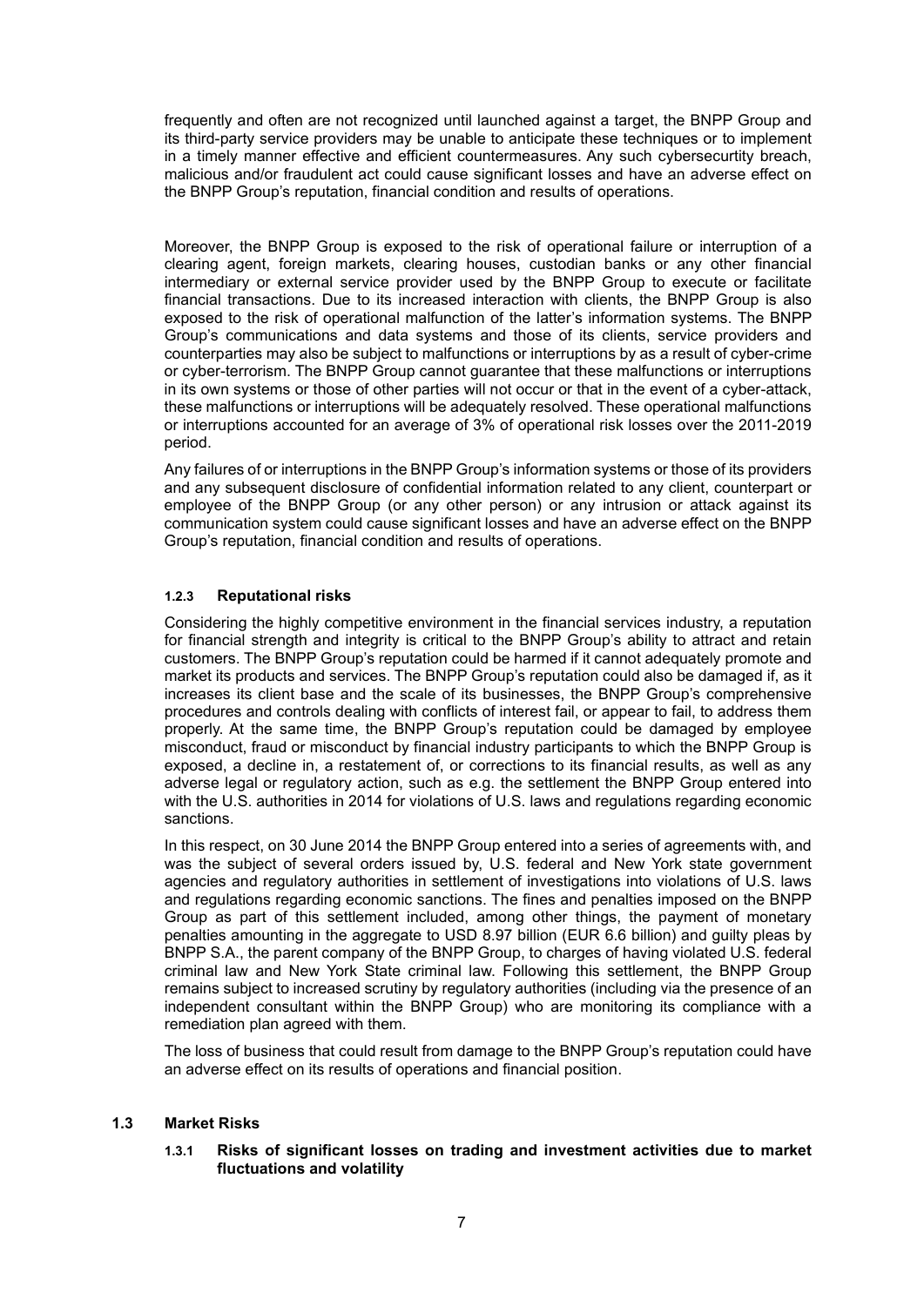frequently and often are not recognized until launched against a target, the BNPP Group and its third-party service providers may be unable to anticipate these techniques or to implement in a timely manner effective and efficient countermeasures. Any such cybersecurtity breach, malicious and/or fraudulent act could cause significant losses and have an adverse effect on the BNPP Group's reputation, financial condition and results of operations.

Moreover, the BNPP Group is exposed to the risk of operational failure or interruption of a clearing agent, foreign markets, clearing houses, custodian banks or any other financial intermediary or external service provider used by the BNPP Group to execute or facilitate financial transactions. Due to its increased interaction with clients, the BNPP Group is also exposed to the risk of operational malfunction of the latter's information systems. The BNPP Group's communications and data systems and those of its clients, service providers and counterparties may also be subject to malfunctions or interruptions by as a result of cyber-crime or cyber-terrorism. The BNPP Group cannot guarantee that these malfunctions or interruptions in its own systems or those of other parties will not occur or that in the event of a cyber-attack, these malfunctions or interruptions will be adequately resolved. These operational malfunctions or interruptions accounted for an average of 3% of operational risk losses over the 2011-2019 period.

Any failures of or interruptions in the BNPP Group's information systems or those of its providers and any subsequent disclosure of confidential information related to any client, counterpart or employee of the BNPP Group (or any other person) or any intrusion or attack against its communication system could cause significant losses and have an adverse effect on the BNPP Group's reputation, financial condition and results of operations.

#### 1.2.3 Reputational risks

Considering the highly competitive environment in the financial services industry, a reputation for financial strength and integrity is critical to the BNPP Group's ability to attract and retain customers. The BNPP Group's reputation could be harmed if it cannot adequately promote and market its products and services. The BNPP Group's reputation could also be damaged if, as it increases its client base and the scale of its businesses, the BNPP Group's comprehensive procedures and controls dealing with conflicts of interest fail, or appear to fail, to address them properly. At the same time, the BNPP Group's reputation could be damaged by employee misconduct, fraud or misconduct by financial industry participants to which the BNPP Group is exposed, a decline in, a restatement of, or corrections to its financial results, as well as any adverse legal or regulatory action, such as e.g. the settlement the BNPP Group entered into with the U.S. authorities in 2014 for violations of U.S. laws and regulations regarding economic sanctions.

In this respect, on 30 June 2014 the BNPP Group entered into a series of agreements with, and was the subject of several orders issued by, U.S. federal and New York state government agencies and regulatory authorities in settlement of investigations into violations of U.S. laws and regulations regarding economic sanctions. The fines and penalties imposed on the BNPP Group as part of this settlement included, among other things, the payment of monetary penalties amounting in the aggregate to USD 8.97 billion (EUR 6.6 billion) and guilty pleas by BNPP S.A., the parent company of the BNPP Group, to charges of having violated U.S. federal criminal law and New York State criminal law. Following this settlement, the BNPP Group remains subject to increased scrutiny by regulatory authorities (including via the presence of an independent consultant within the BNPP Group) who are monitoring its compliance with a remediation plan agreed with them.

The loss of business that could result from damage to the BNPP Group's reputation could have an adverse effect on its results of operations and financial position.

### 1.3 Market Risks

#### 1.3.1 Risks of significant losses on trading and investment activities due to market fluctuations and volatility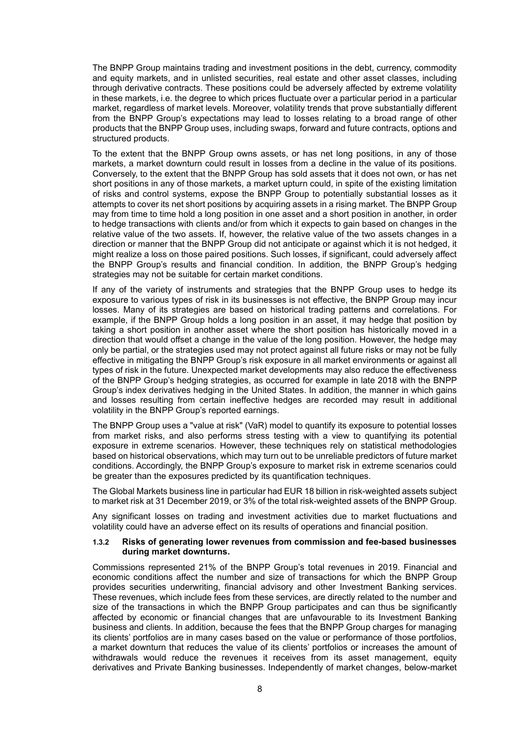The BNPP Group maintains trading and investment positions in the debt, currency, commodity and equity markets, and in unlisted securities, real estate and other asset classes, including through derivative contracts. These positions could be adversely affected by extreme volatility in these markets, i.e. the degree to which prices fluctuate over a particular period in a particular market, regardless of market levels. Moreover, volatility trends that prove substantially different from the BNPP Group's expectations may lead to losses relating to a broad range of other products that the BNPP Group uses, including swaps, forward and future contracts, options and structured products.

To the extent that the BNPP Group owns assets, or has net long positions, in any of those markets, a market downturn could result in losses from a decline in the value of its positions. Conversely, to the extent that the BNPP Group has sold assets that it does not own, or has net short positions in any of those markets, a market upturn could, in spite of the existing limitation of risks and control systems, expose the BNPP Group to potentially substantial losses as it attempts to cover its net short positions by acquiring assets in a rising market. The BNPP Group may from time to time hold a long position in one asset and a short position in another, in order to hedge transactions with clients and/or from which it expects to gain based on changes in the relative value of the two assets. If, however, the relative value of the two assets changes in a direction or manner that the BNPP Group did not anticipate or against which it is not hedged, it might realize a loss on those paired positions. Such losses, if significant, could adversely affect the BNPP Group's results and financial condition. In addition, the BNPP Group's hedging strategies may not be suitable for certain market conditions.

If any of the variety of instruments and strategies that the BNPP Group uses to hedge its exposure to various types of risk in its businesses is not effective, the BNPP Group may incur losses. Many of its strategies are based on historical trading patterns and correlations. For example, if the BNPP Group holds a long position in an asset, it may hedge that position by taking a short position in another asset where the short position has historically moved in a direction that would offset a change in the value of the long position. However, the hedge may only be partial, or the strategies used may not protect against all future risks or may not be fully effective in mitigating the BNPP Group's risk exposure in all market environments or against all types of risk in the future. Unexpected market developments may also reduce the effectiveness of the BNPP Group's hedging strategies, as occurred for example in late 2018 with the BNPP Group's index derivatives hedging in the United States. In addition, the manner in which gains and losses resulting from certain ineffective hedges are recorded may result in additional volatility in the BNPP Group's reported earnings.

The BNPP Group uses a "value at risk" (VaR) model to quantify its exposure to potential losses from market risks, and also performs stress testing with a view to quantifying its potential exposure in extreme scenarios. However, these techniques rely on statistical methodologies based on historical observations, which may turn out to be unreliable predictors of future market conditions. Accordingly, the BNPP Group's exposure to market risk in extreme scenarios could be greater than the exposures predicted by its quantification techniques.

The Global Markets business line in particular had EUR 18 billion in risk-weighted assets subject to market risk at 31 December 2019, or 3% of the total risk-weighted assets of the BNPP Group.

Any significant losses on trading and investment activities due to market fluctuations and volatility could have an adverse effect on its results of operations and financial position.

#### 1.3.2 Risks of generating lower revenues from commission and fee-based businesses during market downturns.

Commissions represented 21% of the BNPP Group's total revenues in 2019. Financial and economic conditions affect the number and size of transactions for which the BNPP Group provides securities underwriting, financial advisory and other Investment Banking services. These revenues, which include fees from these services, are directly related to the number and size of the transactions in which the BNPP Group participates and can thus be significantly affected by economic or financial changes that are unfavourable to its Investment Banking business and clients. In addition, because the fees that the BNPP Group charges for managing its clients' portfolios are in many cases based on the value or performance of those portfolios, a market downturn that reduces the value of its clients' portfolios or increases the amount of withdrawals would reduce the revenues it receives from its asset management, equity derivatives and Private Banking businesses. Independently of market changes, below-market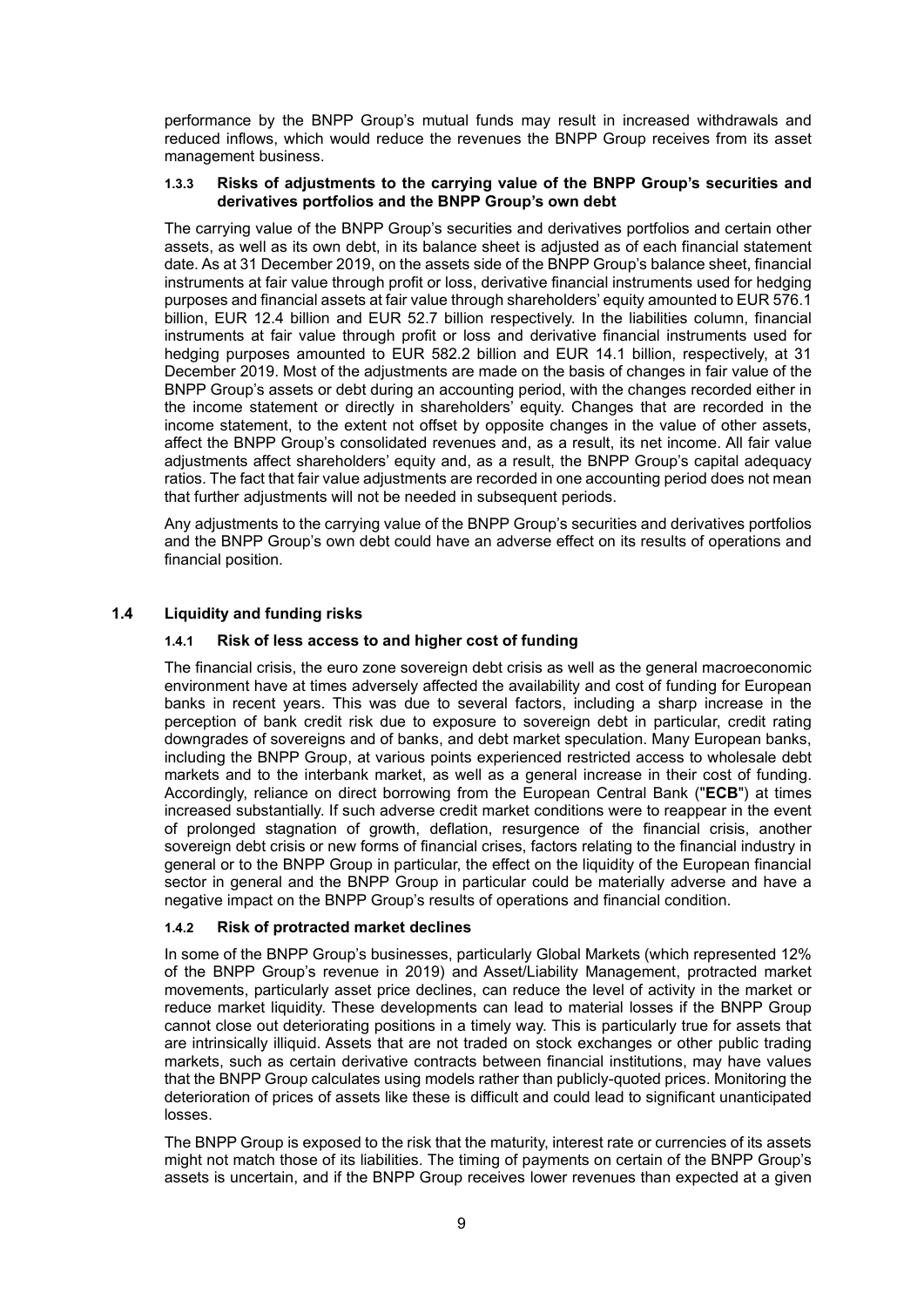performance by the BNPP Group's mutual funds may result in increased withdrawals and reduced inflows, which would reduce the revenues the BNPP Group receives from its asset management business.

#### 1.3.3 Risks of adjustments to the carrying value of the BNPP Group's securities and derivatives portfolios and the BNPP Group's own debt

The carrying value of the BNPP Group's securities and derivatives portfolios and certain other assets, as well as its own debt, in its balance sheet is adjusted as of each financial statement date. As at 31 December 2019, on the assets side of the BNPP Group's balance sheet, financial instruments at fair value through profit or loss, derivative financial instruments used for hedging purposes and financial assets at fair value through shareholders' equity amounted to EUR 576.1 billion, EUR 12.4 billion and EUR 52.7 billion respectively. In the liabilities column, financial instruments at fair value through profit or loss and derivative financial instruments used for hedging purposes amounted to EUR 582.2 billion and EUR 14.1 billion, respectively, at 31 December 2019. Most of the adjustments are made on the basis of changes in fair value of the BNPP Group's assets or debt during an accounting period, with the changes recorded either in the income statement or directly in shareholders' equity. Changes that are recorded in the income statement, to the extent not offset by opposite changes in the value of other assets, affect the BNPP Group's consolidated revenues and, as a result, its net income. All fair value adjustments affect shareholders' equity and, as a result, the BNPP Group's capital adequacy ratios. The fact that fair value adjustments are recorded in one accounting period does not mean that further adjustments will not be needed in subsequent periods.

Any adjustments to the carrying value of the BNPP Group's securities and derivatives portfolios and the BNPP Group's own debt could have an adverse effect on its results of operations and financial position.

### 1.4 Liquidity and funding risks

#### 1.4.1 Risk of less access to and higher cost of funding

The financial crisis, the euro zone sovereign debt crisis as well as the general macroeconomic environment have at times adversely affected the availability and cost of funding for European banks in recent years. This was due to several factors, including a sharp increase in the perception of bank credit risk due to exposure to sovereign debt in particular, credit rating downgrades of sovereigns and of banks, and debt market speculation. Many European banks, including the BNPP Group, at various points experienced restricted access to wholesale debt markets and to the interbank market, as well as a general increase in their cost of funding. Accordingly, reliance on direct borrowing from the European Central Bank ("**ECB**") at times increased substantially. If such adverse credit market conditions were to reappear in the event of prolonged stagnation of growth, deflation, resurgence of the financial crisis, another sovereign debt crisis or new forms of financial crises, factors relating to the financial industry in general or to the BNPP Group in particular, the effect on the liquidity of the European financial sector in general and the BNPP Group in particular could be materially adverse and have a negative impact on the BNPP Group's results of operations and financial condition.

#### 1.4.2 Risk of protracted market declines

In some of the BNPP Group's businesses, particularly Global Markets (which represented 12% of the BNPP Group's revenue in 2019) and Asset/Liability Management, protracted market movements, particularly asset price declines, can reduce the level of activity in the market or reduce market liquidity. These developments can lead to material losses if the BNPP Group cannot close out deteriorating positions in a timely way. This is particularly true for assets that are intrinsically illiquid. Assets that are not traded on stock exchanges or other public trading markets, such as certain derivative contracts between financial institutions, may have values that the BNPP Group calculates using models rather than publicly-quoted prices. Monitoring the deterioration of prices of assets like these is difficult and could lead to significant unanticipated losses.

The BNPP Group is exposed to the risk that the maturity, interest rate or currencies of its assets might not match those of its liabilities. The timing of payments on certain of the BNPP Group's assets is uncertain, and if the BNPP Group receives lower revenues than expected at a given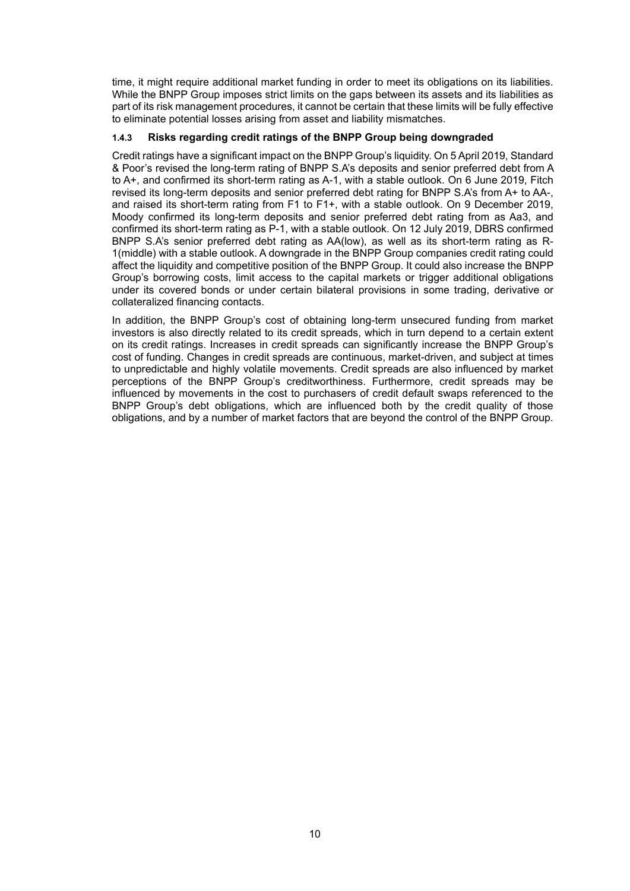time, it might require additional market funding in order to meet its obligations on its liabilities. While the BNPP Group imposes strict limits on the gaps between its assets and its liabilities as part of its risk management procedures, it cannot be certain that these limits will be fully effective to eliminate potential losses arising from asset and liability mismatches.

#### 1.4.3 Risks regarding credit ratings of the BNPP Group being downgraded

Credit ratings have a significant impact on the BNPP Group's liquidity. On 5 April 2019, Standard & Poor's revised the long-term rating of BNPP S.A's deposits and senior preferred debt from A to A+, and confirmed its short-term rating as A-1, with a stable outlook. On 6 June 2019, Fitch revised its long-term deposits and senior preferred debt rating for BNPP S.A's from A+ to AA-, and raised its short-term rating from F1 to F1+, with a stable outlook. On 9 December 2019, Moody confirmed its long-term deposits and senior preferred debt rating from as Aa3, and confirmed its short-term rating as P-1, with a stable outlook. On 12 July 2019, DBRS confirmed BNPP S.A's senior preferred debt rating as AA(low), as well as its short-term rating as R-1(middle) with a stable outlook. A downgrade in the BNPP Group companies credit rating could affect the liquidity and competitive position of the BNPP Group. It could also increase the BNPP Group's borrowing costs, limit access to the capital markets or trigger additional obligations under its covered bonds or under certain bilateral provisions in some trading, derivative or collateralized financing contacts.

In addition, the BNPP Group's cost of obtaining long-term unsecured funding from market investors is also directly related to its credit spreads, which in turn depend to a certain extent on its credit ratings. Increases in credit spreads can significantly increase the BNPP Group's cost of funding. Changes in credit spreads are continuous, market-driven, and subject at times to unpredictable and highly volatile movements. Credit spreads are also influenced by market perceptions of the BNPP Group's creditworthiness. Furthermore, credit spreads may be influenced by movements in the cost to purchasers of credit default swaps referenced to the BNPP Group's debt obligations, which are influenced both by the credit quality of those obligations, and by a number of market factors that are beyond the control of the BNPP Group.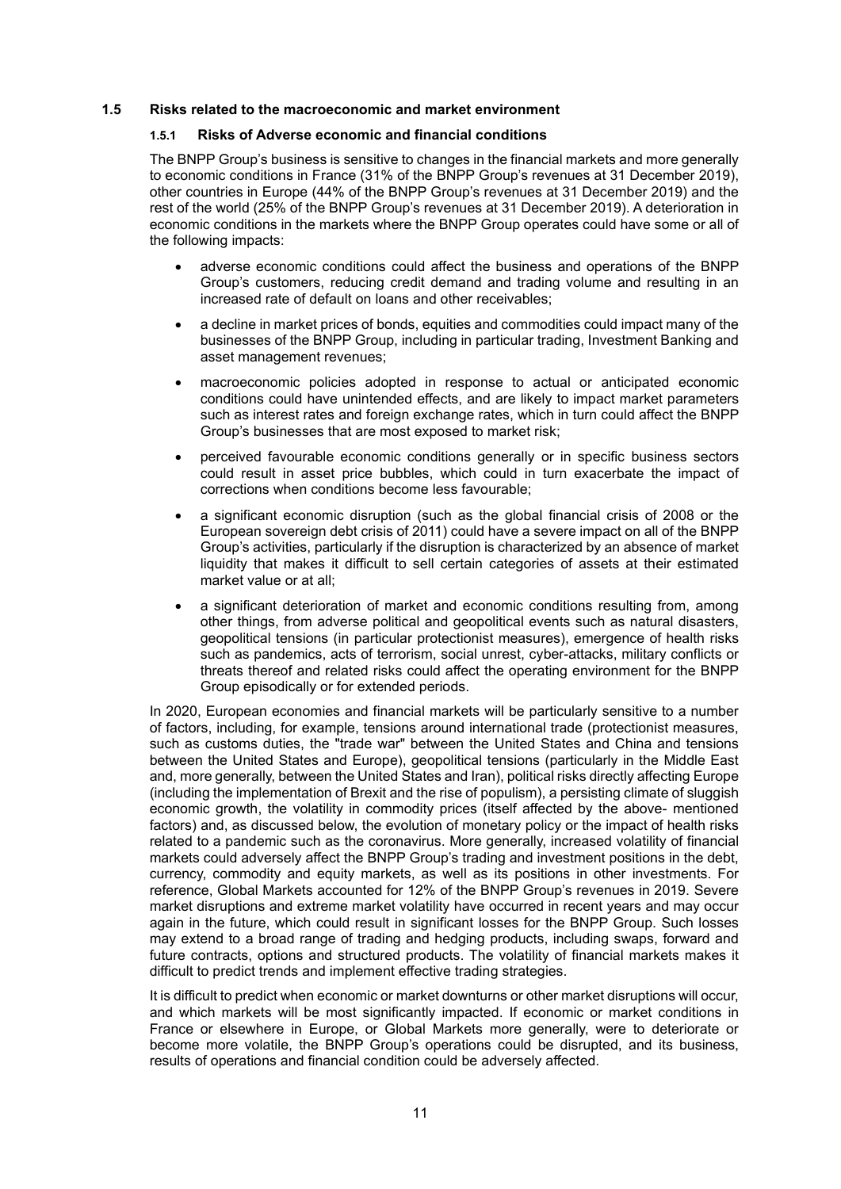## 1.5 Risks related to the macroeconomic and market environment

### 1.5.1 Risks of Adverse economic and financial conditions

The BNPP Group's business is sensitive to changes in the financial markets and more generally to economic conditions in France (31% of the BNPP Group's revenues at 31 December 2019), other countries in Europe (44% of the BNPP Group's revenues at 31 December 2019) and the rest of the world (25% of the BNPP Group's revenues at 31 December 2019). A deterioration in economic conditions in the markets where the BNPP Group operates could have some or all of the following impacts:

- adverse economic conditions could affect the business and operations of the BNPP Group's customers, reducing credit demand and trading volume and resulting in an increased rate of default on loans and other receivables;
- a decline in market prices of bonds, equities and commodities could impact many of the businesses of the BNPP Group, including in particular trading, Investment Banking and asset management revenues;
- macroeconomic policies adopted in response to actual or anticipated economic conditions could have unintended effects, and are likely to impact market parameters such as interest rates and foreign exchange rates, which in turn could affect the BNPP Group's businesses that are most exposed to market risk;
- perceived favourable economic conditions generally or in specific business sectors could result in asset price bubbles, which could in turn exacerbate the impact of corrections when conditions become less favourable;
- a significant economic disruption (such as the global financial crisis of 2008 or the European sovereign debt crisis of 2011) could have a severe impact on all of the BNPP Group's activities, particularly if the disruption is characterized by an absence of market liquidity that makes it difficult to sell certain categories of assets at their estimated market value or at all;
- a significant deterioration of market and economic conditions resulting from, among other things, from adverse political and geopolitical events such as natural disasters, geopolitical tensions (in particular protectionist measures), emergence of health risks such as pandemics, acts of terrorism, social unrest, cyber-attacks, military conflicts or threats thereof and related risks could affect the operating environment for the BNPP Group episodically or for extended periods.

In 2020, European economies and financial markets will be particularly sensitive to a number of factors, including, for example, tensions around international trade (protectionist measures, such as customs duties, the "trade war" between the United States and China and tensions between the United States and Europe), geopolitical tensions (particularly in the Middle East and, more generally, between the United States and Iran), political risks directly affecting Europe (including the implementation of Brexit and the rise of populism), a persisting climate of sluggish economic growth, the volatility in commodity prices (itself affected by the above- mentioned factors) and, as discussed below, the evolution of monetary policy or the impact of health risks related to a pandemic such as the coronavirus. More generally, increased volatility of financial markets could adversely affect the BNPP Group's trading and investment positions in the debt, currency, commodity and equity markets, as well as its positions in other investments. For reference, Global Markets accounted for 12% of the BNPP Group's revenues in 2019. Severe market disruptions and extreme market volatility have occurred in recent years and may occur again in the future, which could result in significant losses for the BNPP Group. Such losses may extend to a broad range of trading and hedging products, including swaps, forward and future contracts, options and structured products. The volatility of financial markets makes it difficult to predict trends and implement effective trading strategies.

It is difficult to predict when economic or market downturns or other market disruptions will occur, and which markets will be most significantly impacted. If economic or market conditions in France or elsewhere in Europe, or Global Markets more generally, were to deteriorate or become more volatile, the BNPP Group's operations could be disrupted, and its business, results of operations and financial condition could be adversely affected.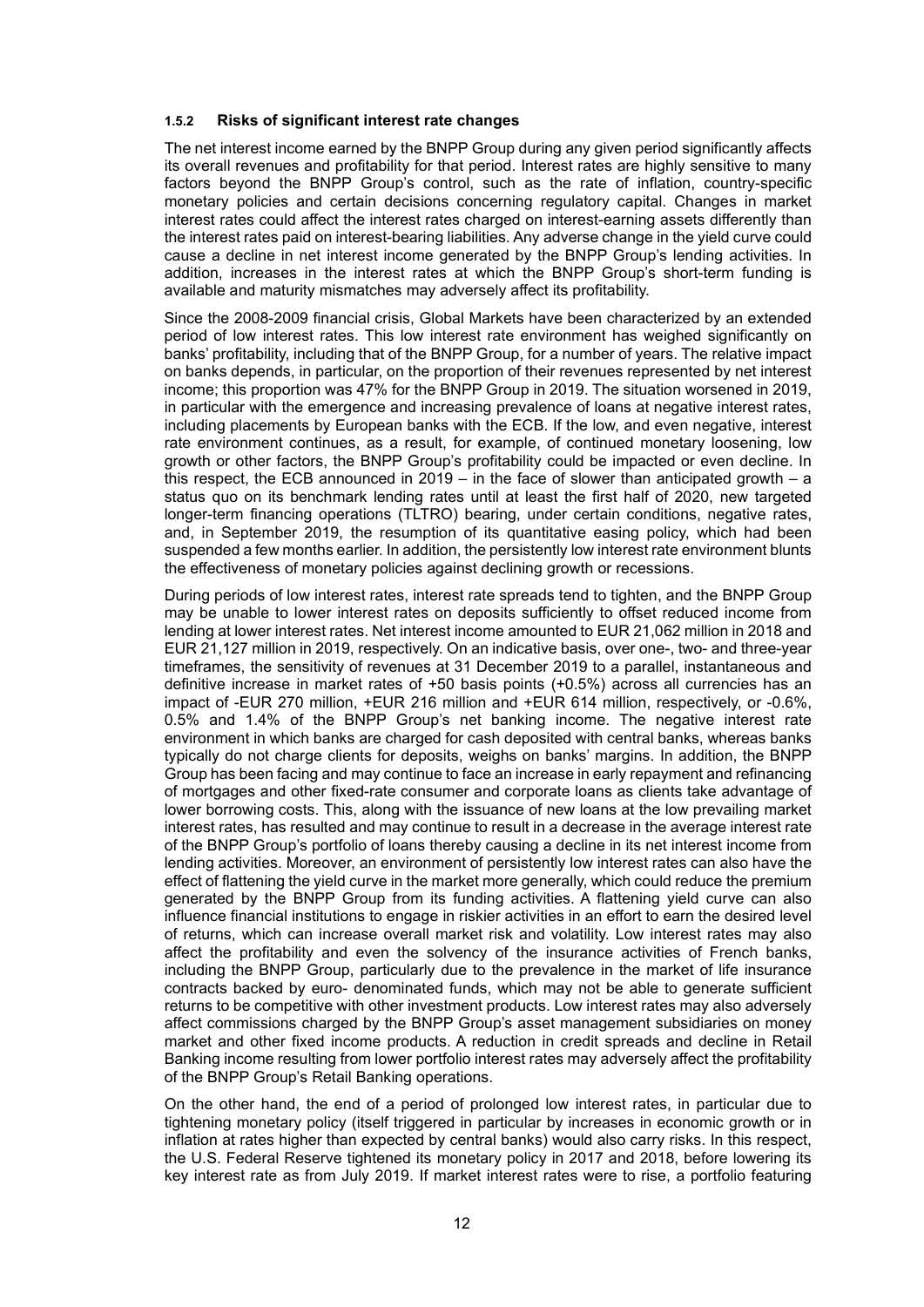#### 1.5.2 Risks of significant interest rate changes

The net interest income earned by the BNPP Group during any given period significantly affects its overall revenues and profitability for that period. Interest rates are highly sensitive to many factors beyond the BNPP Group's control, such as the rate of inflation, country-specific monetary policies and certain decisions concerning regulatory capital. Changes in market interest rates could affect the interest rates charged on interest-earning assets differently than the interest rates paid on interest-bearing liabilities. Any adverse change in the yield curve could cause a decline in net interest income generated by the BNPP Group's lending activities. In addition, increases in the interest rates at which the BNPP Group's short-term funding is available and maturity mismatches may adversely affect its profitability.

Since the 2008-2009 financial crisis, Global Markets have been characterized by an extended period of low interest rates. This low interest rate environment has weighed significantly on banks' profitability, including that of the BNPP Group, for a number of years. The relative impact on banks depends, in particular, on the proportion of their revenues represented by net interest income; this proportion was 47% for the BNPP Group in 2019. The situation worsened in 2019, in particular with the emergence and increasing prevalence of loans at negative interest rates, including placements by European banks with the ECB. If the low, and even negative, interest rate environment continues, as a result, for example, of continued monetary loosening, low growth or other factors, the BNPP Group's profitability could be impacted or even decline. In this respect, the ECB announced in 2019 – in the face of slower than anticipated growth – a status quo on its benchmark lending rates until at least the first half of 2020, new targeted longer-term financing operations (TLTRO) bearing, under certain conditions, negative rates, and, in September 2019, the resumption of its quantitative easing policy, which had been suspended a few months earlier. In addition, the persistently low interest rate environment blunts the effectiveness of monetary policies against declining growth or recessions.

During periods of low interest rates, interest rate spreads tend to tighten, and the BNPP Group may be unable to lower interest rates on deposits sufficiently to offset reduced income from lending at lower interest rates. Net interest income amounted to EUR 21,062 million in 2018 and EUR 21,127 million in 2019, respectively. On an indicative basis, over one-, two- and three-year timeframes, the sensitivity of revenues at 31 December 2019 to a parallel, instantaneous and definitive increase in market rates of +50 basis points (+0.5%) across all currencies has an impact of -EUR 270 million, +EUR 216 million and +EUR 614 million, respectively, or -0.6%, 0.5% and 1.4% of the BNPP Group's net banking income. The negative interest rate environment in which banks are charged for cash deposited with central banks, whereas banks typically do not charge clients for deposits, weighs on banks' margins. In addition, the BNPP Group has been facing and may continue to face an increase in early repayment and refinancing of mortgages and other fixed-rate consumer and corporate loans as clients take advantage of lower borrowing costs. This, along with the issuance of new loans at the low prevailing market interest rates, has resulted and may continue to result in a decrease in the average interest rate of the BNPP Group's portfolio of loans thereby causing a decline in its net interest income from lending activities. Moreover, an environment of persistently low interest rates can also have the effect of flattening the yield curve in the market more generally, which could reduce the premium generated by the BNPP Group from its funding activities. A flattening yield curve can also influence financial institutions to engage in riskier activities in an effort to earn the desired level of returns, which can increase overall market risk and volatility. Low interest rates may also affect the profitability and even the solvency of the insurance activities of French banks, including the BNPP Group, particularly due to the prevalence in the market of life insurance contracts backed by euro- denominated funds, which may not be able to generate sufficient returns to be competitive with other investment products. Low interest rates may also adversely affect commissions charged by the BNPP Group's asset management subsidiaries on money market and other fixed income products. A reduction in credit spreads and decline in Retail Banking income resulting from lower portfolio interest rates may adversely affect the profitability of the BNPP Group's Retail Banking operations.

On the other hand, the end of a period of prolonged low interest rates, in particular due to tightening monetary policy (itself triggered in particular by increases in economic growth or in inflation at rates higher than expected by central banks) would also carry risks. In this respect, the U.S. Federal Reserve tightened its monetary policy in 2017 and 2018, before lowering its key interest rate as from July 2019. If market interest rates were to rise, a portfolio featuring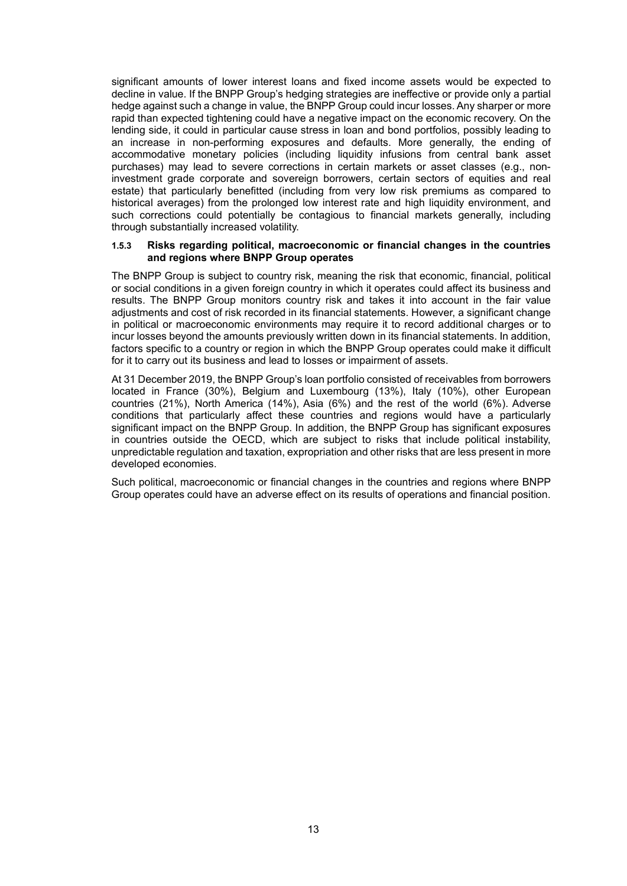significant amounts of lower interest loans and fixed income assets would be expected to decline in value. If the BNPP Group's hedging strategies are ineffective or provide only a partial hedge against such a change in value, the BNPP Group could incur losses. Any sharper or more rapid than expected tightening could have a negative impact on the economic recovery. On the lending side, it could in particular cause stress in loan and bond portfolios, possibly leading to an increase in non-performing exposures and defaults. More generally, the ending of accommodative monetary policies (including liquidity infusions from central bank asset purchases) may lead to severe corrections in certain markets or asset classes (e.g., non-investment grade corporate and sovereign borrowers, certain sectors of equities and real estate) that particularly benefitted (including from very low risk premiums as compared to historical averages) from the prolonged low interest rate and high liquidity environment, and such corrections could potentially be contagious to financial markets generally, including through substantially increased volatility.

#### 1.5.3 Risks regarding political, macroeconomic or financial changes in the countries and regions where BNPP Group operates

The BNPP Group is subject to country risk, meaning the risk that economic, financial, political or social conditions in a given foreign country in which it operates could affect its business and results. The BNPP Group monitors country risk and takes it into account in the fair value adjustments and cost of risk recorded in its financial statements. However, a significant change in political or macroeconomic environments may require it to record additional charges or to incur losses beyond the amounts previously written down in its financial statements. In addition, factors specific to a country or region in which the BNPP Group operates could make it difficult for it to carry out its business and lead to losses or impairment of assets.

At 31 December 2019, the BNPP Group's loan portfolio consisted of receivables from borrowers located in France (30%), Belgium and Luxembourg (13%), Italy (10%), other European countries (21%), North America (14%), Asia (6%) and the rest of the world (6%). Adverse conditions that particularly affect these countries and regions would have a particularly significant impact on the BNPP Group. In addition, the BNPP Group has significant exposures in countries outside the OECD, which are subject to risks that include political instability, unpredictable regulation and taxation, expropriation and other risks that are less present in more developed economies.

Such political, macroeconomic or financial changes in the countries and regions where BNPP Group operates could have an adverse effect on its results of operations and financial position.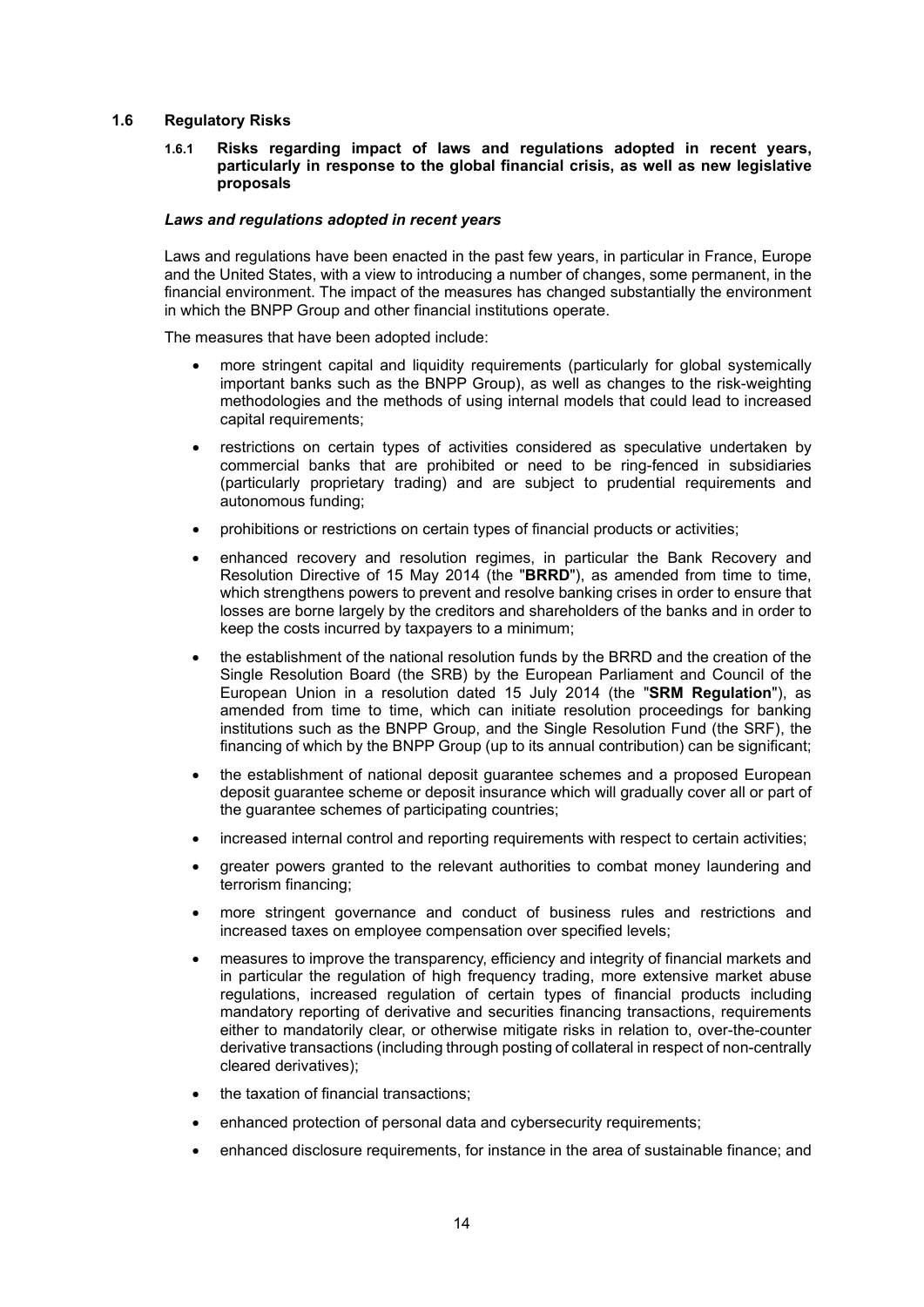## 1.6 Regulatory Risks

### 1.6.1 Risks regarding impact of laws and regulations adopted in recent years, particularly in response to the global financial crisis, as well as new legislative proposals

***Laws and regulations adopted in recent years***

Laws and regulations have been enacted in the past few years, in particular in France, Europe and the United States, with a view to introducing a number of changes, some permanent, in the financial environment. The impact of the measures has changed substantially the environment in which the BNPP Group and other financial institutions operate.

The measures that have been adopted include:

- more stringent capital and liquidity requirements (particularly for global systemically important banks such as the BNPP Group), as well as changes to the risk-weighting methodologies and the methods of using internal models that could lead to increased capital requirements;
- restrictions on certain types of activities considered as speculative undertaken by commercial banks that are prohibited or need to be ring-fenced in subsidiaries (particularly proprietary trading) and are subject to prudential requirements and autonomous funding;
- prohibitions or restrictions on certain types of financial products or activities;
- enhanced recovery and resolution regimes, in particular the Bank Recovery and Resolution Directive of 15 May 2014 (the "**BRRD**"), as amended from time to time, which strengthens powers to prevent and resolve banking crises in order to ensure that losses are borne largely by the creditors and shareholders of the banks and in order to keep the costs incurred by taxpayers to a minimum;
- the establishment of the national resolution funds by the BRRD and the creation of the Single Resolution Board (the SRB) by the European Parliament and Council of the European Union in a resolution dated 15 July 2014 (the "**SRM Regulation**"), as amended from time to time, which can initiate resolution proceedings for banking institutions such as the BNPP Group, and the Single Resolution Fund (the SRF), the financing of which by the BNPP Group (up to its annual contribution) can be significant;
- the establishment of national deposit guarantee schemes and a proposed European deposit guarantee scheme or deposit insurance which will gradually cover all or part of the guarantee schemes of participating countries;
- increased internal control and reporting requirements with respect to certain activities;
- greater powers granted to the relevant authorities to combat money laundering and terrorism financing;
- more stringent governance and conduct of business rules and restrictions and increased taxes on employee compensation over specified levels;
- measures to improve the transparency, efficiency and integrity of financial markets and in particular the regulation of high frequency trading, more extensive market abuse regulations, increased regulation of certain types of financial products including mandatory reporting of derivative and securities financing transactions, requirements either to mandatorily clear, or otherwise mitigate risks in relation to, over-the-counter derivative transactions (including through posting of collateral in respect of non-centrally cleared derivatives);
- the taxation of financial transactions;
- enhanced protection of personal data and cybersecurity requirements;
- enhanced disclosure requirements, for instance in the area of sustainable finance; and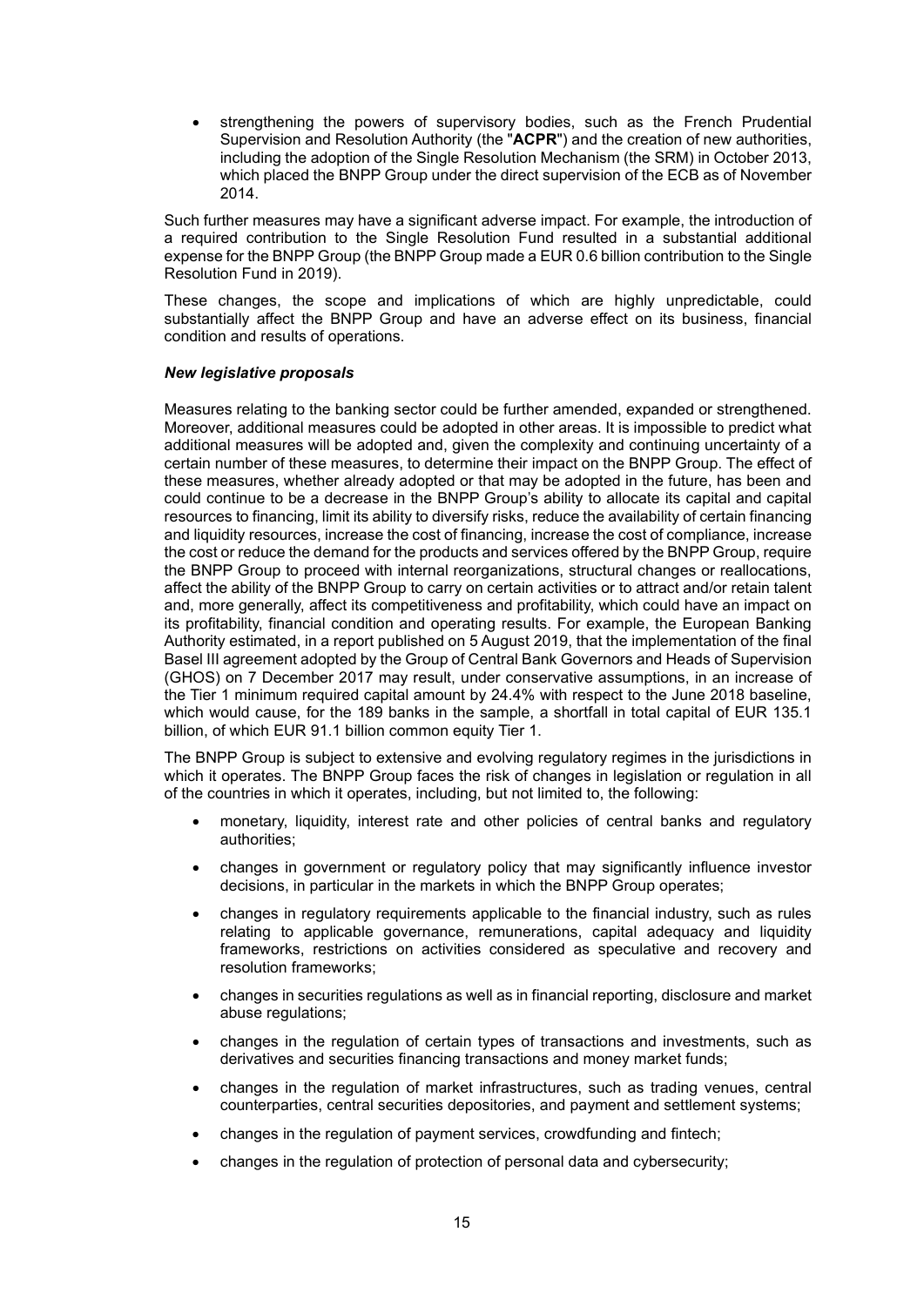- strengthening the powers of supervisory bodies, such as the French Prudential Supervision and Resolution Authority (the "**ACPR**") and the creation of new authorities, including the adoption of the Single Resolution Mechanism (the SRM) in October 2013, which placed the BNPP Group under the direct supervision of the ECB as of November 2014.

Such further measures may have a significant adverse impact. For example, the introduction of a required contribution to the Single Resolution Fund resulted in a substantial additional expense for the BNPP Group (the BNPP Group made a EUR 0.6 billion contribution to the Single Resolution Fund in 2019).

These changes, the scope and implications of which are highly unpredictable, could substantially affect the BNPP Group and have an adverse effect on its business, financial condition and results of operations.

***New legislative proposals***

Measures relating to the banking sector could be further amended, expanded or strengthened. Moreover, additional measures could be adopted in other areas. It is impossible to predict what additional measures will be adopted and, given the complexity and continuing uncertainty of a certain number of these measures, to determine their impact on the BNPP Group. The effect of these measures, whether already adopted or that may be adopted in the future, has been and could continue to be a decrease in the BNPP Group's ability to allocate its capital and capital resources to financing, limit its ability to diversify risks, reduce the availability of certain financing and liquidity resources, increase the cost of financing, increase the cost of compliance, increase the cost or reduce the demand for the products and services offered by the BNPP Group, require the BNPP Group to proceed with internal reorganizations, structural changes or reallocations, affect the ability of the BNPP Group to carry on certain activities or to attract and/or retain talent and, more generally, affect its competitiveness and profitability, which could have an impact on its profitability, financial condition and operating results. For example, the European Banking Authority estimated, in a report published on 5 August 2019, that the implementation of the final Basel III agreement adopted by the Group of Central Bank Governors and Heads of Supervision (GHOS) on 7 December 2017 may result, under conservative assumptions, in an increase of the Tier 1 minimum required capital amount by 24.4% with respect to the June 2018 baseline, which would cause, for the 189 banks in the sample, a shortfall in total capital of EUR 135.1 billion, of which EUR 91.1 billion common equity Tier 1.

The BNPP Group is subject to extensive and evolving regulatory regimes in the jurisdictions in which it operates. The BNPP Group faces the risk of changes in legislation or regulation in all of the countries in which it operates, including, but not limited to, the following:

- monetary, liquidity, interest rate and other policies of central banks and regulatory authorities;
- changes in government or regulatory policy that may significantly influence investor decisions, in particular in the markets in which the BNPP Group operates;
- changes in regulatory requirements applicable to the financial industry, such as rules relating to applicable governance, remunerations, capital adequacy and liquidity frameworks, restrictions on activities considered as speculative and recovery and resolution frameworks;
- changes in securities regulations as well as in financial reporting, disclosure and market abuse regulations;
- changes in the regulation of certain types of transactions and investments, such as derivatives and securities financing transactions and money market funds;
- changes in the regulation of market infrastructures, such as trading venues, central counterparties, central securities depositories, and payment and settlement systems;
- changes in the regulation of payment services, crowdfunding and fintech;
- changes in the regulation of protection of personal data and cybersecurity;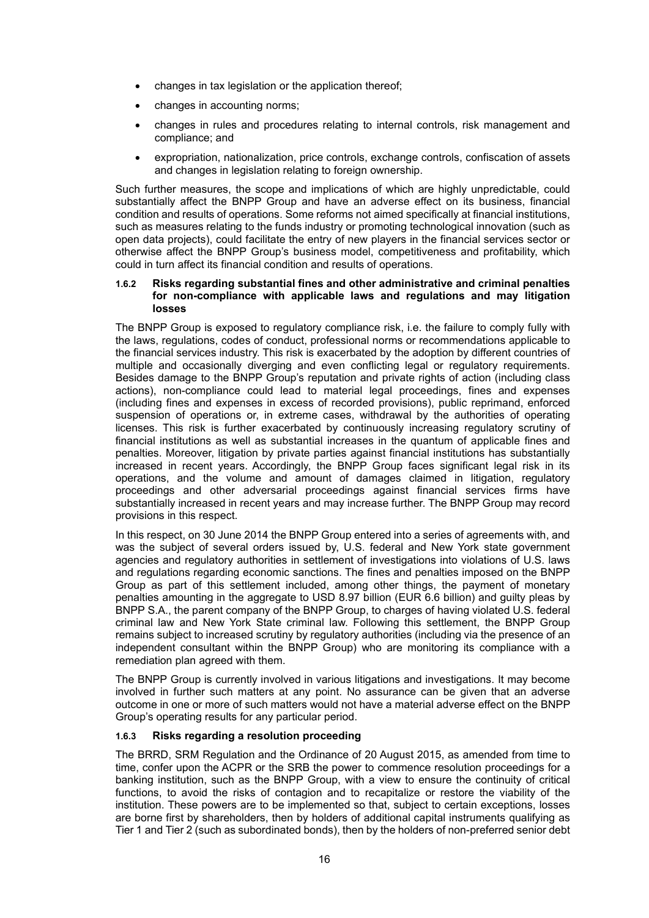- changes in tax legislation or the application thereof;
- changes in accounting norms;
- changes in rules and procedures relating to internal controls, risk management and compliance; and
- expropriation, nationalization, price controls, exchange controls, confiscation of assets and changes in legislation relating to foreign ownership.

Such further measures, the scope and implications of which are highly unpredictable, could substantially affect the BNPP Group and have an adverse effect on its business, financial condition and results of operations. Some reforms not aimed specifically at financial institutions, such as measures relating to the funds industry or promoting technological innovation (such as open data projects), could facilitate the entry of new players in the financial services sector or otherwise affect the BNPP Group's business model, competitiveness and profitability, which could in turn affect its financial condition and results of operations.

#### 1.6.2 Risks regarding substantial fines and other administrative and criminal penalties for non-compliance with applicable laws and regulations and may litigation losses

The BNPP Group is exposed to regulatory compliance risk, i.e. the failure to comply fully with the laws, regulations, codes of conduct, professional norms or recommendations applicable to the financial services industry. This risk is exacerbated by the adoption by different countries of multiple and occasionally diverging and even conflicting legal or regulatory requirements. Besides damage to the BNPP Group's reputation and private rights of action (including class actions), non-compliance could lead to material legal proceedings, fines and expenses (including fines and expenses in excess of recorded provisions), public reprimand, enforced suspension of operations or, in extreme cases, withdrawal by the authorities of operating licenses. This risk is further exacerbated by continuously increasing regulatory scrutiny of financial institutions as well as substantial increases in the quantum of applicable fines and penalties. Moreover, litigation by private parties against financial institutions has substantially increased in recent years. Accordingly, the BNPP Group faces significant legal risk in its operations, and the volume and amount of damages claimed in litigation, regulatory proceedings and other adversarial proceedings against financial services firms have substantially increased in recent years and may increase further. The BNPP Group may record provisions in this respect.

In this respect, on 30 June 2014 the BNPP Group entered into a series of agreements with, and was the subject of several orders issued by, U.S. federal and New York state government agencies and regulatory authorities in settlement of investigations into violations of U.S. laws and regulations regarding economic sanctions. The fines and penalties imposed on the BNPP Group as part of this settlement included, among other things, the payment of monetary penalties amounting in the aggregate to USD 8.97 billion (EUR 6.6 billion) and guilty pleas by BNPP S.A., the parent company of the BNPP Group, to charges of having violated U.S. federal criminal law and New York State criminal law. Following this settlement, the BNPP Group remains subject to increased scrutiny by regulatory authorities (including via the presence of an independent consultant within the BNPP Group) who are monitoring its compliance with a remediation plan agreed with them.

The BNPP Group is currently involved in various litigations and investigations. It may become involved in further such matters at any point. No assurance can be given that an adverse outcome in one or more of such matters would not have a material adverse effect on the BNPP Group's operating results for any particular period.

#### 1.6.3 Risks regarding a resolution proceeding

The BRRD, SRM Regulation and the Ordinance of 20 August 2015, as amended from time to time, confer upon the ACPR or the SRB the power to commence resolution proceedings for a banking institution, such as the BNPP Group, with a view to ensure the continuity of critical functions, to avoid the risks of contagion and to recapitalize or restore the viability of the institution. These powers are to be implemented so that, subject to certain exceptions, losses are borne first by shareholders, then by holders of additional capital instruments qualifying as Tier 1 and Tier 2 (such as subordinated bonds), then by the holders of non-preferred senior debt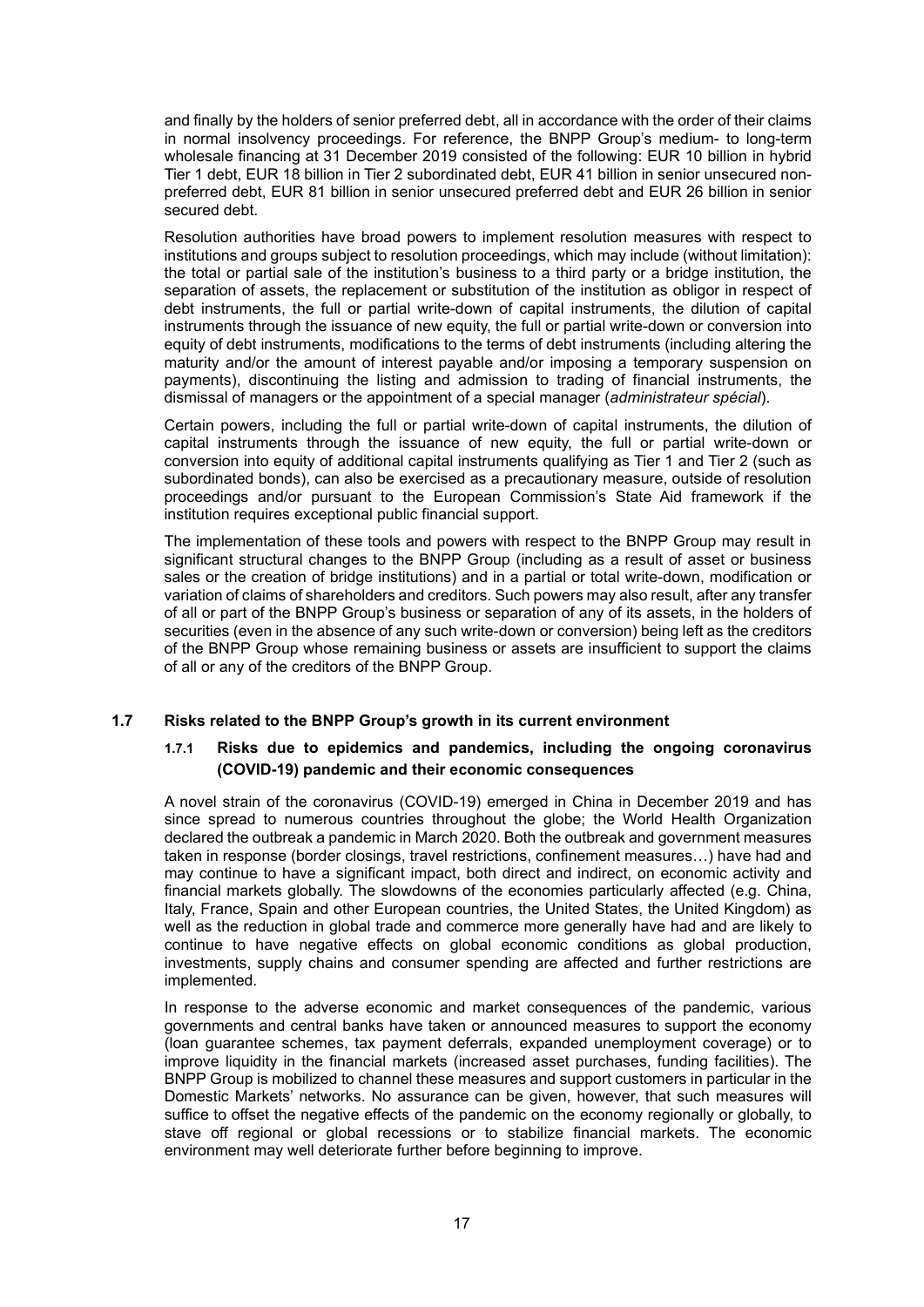and finally by the holders of senior preferred debt, all in accordance with the order of their claims in normal insolvency proceedings. For reference, the BNPP Group's medium- to long-term wholesale financing at 31 December 2019 consisted of the following: EUR 10 billion in hybrid Tier 1 debt, EUR 18 billion in Tier 2 subordinated debt, EUR 41 billion in senior unsecured non-preferred debt, EUR 81 billion in senior unsecured preferred debt and EUR 26 billion in senior secured debt.

Resolution authorities have broad powers to implement resolution measures with respect to institutions and groups subject to resolution proceedings, which may include (without limitation): the total or partial sale of the institution's business to a third party or a bridge institution, the separation of assets, the replacement or substitution of the institution as obligor in respect of debt instruments, the full or partial write-down of capital instruments, the dilution of capital instruments through the issuance of new equity, the full or partial write-down or conversion into equity of debt instruments, modifications to the terms of debt instruments (including altering the maturity and/or the amount of interest payable and/or imposing a temporary suspension on payments), discontinuing the listing and admission to trading of financial instruments, the dismissal of managers or the appointment of a special manager (*administrateur spécial*).

Certain powers, including the full or partial write-down of capital instruments, the dilution of capital instruments through the issuance of new equity, the full or partial write-down or conversion into equity of additional capital instruments qualifying as Tier 1 and Tier 2 (such as subordinated bonds), can also be exercised as a precautionary measure, outside of resolution proceedings and/or pursuant to the European Commission's State Aid framework if the institution requires exceptional public financial support.

The implementation of these tools and powers with respect to the BNPP Group may result in significant structural changes to the BNPP Group (including as a result of asset or business sales or the creation of bridge institutions) and in a partial or total write-down, modification or variation of claims of shareholders and creditors. Such powers may also result, after any transfer of all or part of the BNPP Group's business or separation of any of its assets, in the holders of securities (even in the absence of any such write-down or conversion) being left as the creditors of the BNPP Group whose remaining business or assets are insufficient to support the claims of all or any of the creditors of the BNPP Group.

## 1.7 Risks related to the BNPP Group's growth in its current environment

### 1.7.1 Risks due to epidemics and pandemics, including the ongoing coronavirus (COVID-19) pandemic and their economic consequences

A novel strain of the coronavirus (COVID-19) emerged in China in December 2019 and has since spread to numerous countries throughout the globe; the World Health Organization declared the outbreak a pandemic in March 2020. Both the outbreak and government measures taken in response (border closings, travel restrictions, confinement measures…) have had and may continue to have a significant impact, both direct and indirect, on economic activity and financial markets globally. The slowdowns of the economies particularly affected (e.g. China, Italy, France, Spain and other European countries, the United States, the United Kingdom) as well as the reduction in global trade and commerce more generally have had and are likely to continue to have negative effects on global economic conditions as global production, investments, supply chains and consumer spending are affected and further restrictions are implemented.

In response to the adverse economic and market consequences of the pandemic, various governments and central banks have taken or announced measures to support the economy (loan guarantee schemes, tax payment deferrals, expanded unemployment coverage) or to improve liquidity in the financial markets (increased asset purchases, funding facilities). The BNPP Group is mobilized to channel these measures and support customers in particular in the Domestic Markets' networks. No assurance can be given, however, that such measures will suffice to offset the negative effects of the pandemic on the economy regionally or globally, to stave off regional or global recessions or to stabilize financial markets. The economic environment may well deteriorate further before beginning to improve.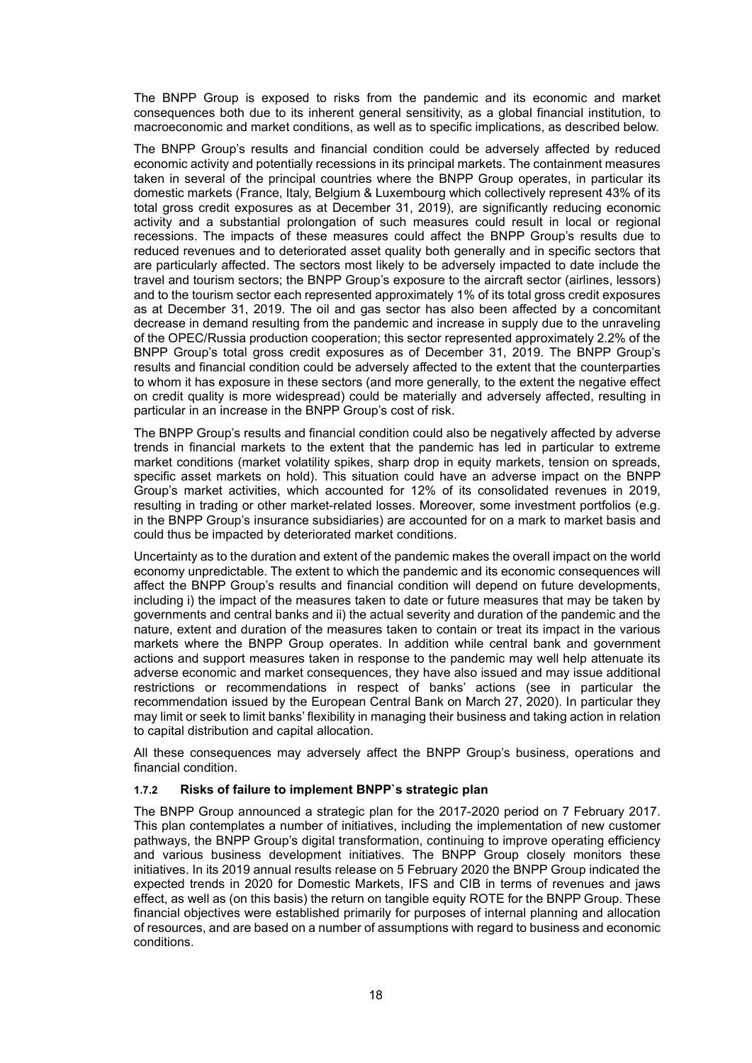The BNPP Group is exposed to risks from the pandemic and its economic and market consequences both due to its inherent general sensitivity, as a global financial institution, to macroeconomic and market conditions, as well as to specific implications, as described below.

The BNPP Group's results and financial condition could be adversely affected by reduced economic activity and potentially recessions in its principal markets. The containment measures taken in several of the principal countries where the BNPP Group operates, in particular its domestic markets (France, Italy, Belgium & Luxembourg which collectively represent 43% of its total gross credit exposures as at December 31, 2019), are significantly reducing economic activity and a substantial prolongation of such measures could result in local or regional recessions. The impacts of these measures could affect the BNPP Group's results due to reduced revenues and to deteriorated asset quality both generally and in specific sectors that are particularly affected. The sectors most likely to be adversely impacted to date include the travel and tourism sectors; the BNPP Group's exposure to the aircraft sector (airlines, lessors) and to the tourism sector each represented approximately 1% of its total gross credit exposures as at December 31, 2019. The oil and gas sector has also been affected by a concomitant decrease in demand resulting from the pandemic and increase in supply due to the unraveling of the OPEC/Russia production cooperation; this sector represented approximately 2.2% of the BNPP Group's total gross credit exposures as of December 31, 2019. The BNPP Group's results and financial condition could be adversely affected to the extent that the counterparties to whom it has exposure in these sectors (and more generally, to the extent the negative effect on credit quality is more widespread) could be materially and adversely affected, resulting in particular in an increase in the BNPP Group's cost of risk.

The BNPP Group's results and financial condition could also be negatively affected by adverse trends in financial markets to the extent that the pandemic has led in particular to extreme market conditions (market volatility spikes, sharp drop in equity markets, tension on spreads, specific asset markets on hold). This situation could have an adverse impact on the BNPP Group's market activities, which accounted for 12% of its consolidated revenues in 2019, resulting in trading or other market-related losses. Moreover, some investment portfolios (e.g. in the BNPP Group's insurance subsidiaries) are accounted for on a mark to market basis and could thus be impacted by deteriorated market conditions.

Uncertainty as to the duration and extent of the pandemic makes the overall impact on the world economy unpredictable. The extent to which the pandemic and its economic consequences will affect the BNPP Group's results and financial condition will depend on future developments, including i) the impact of the measures taken to date or future measures that may be taken by governments and central banks and ii) the actual severity and duration of the pandemic and the nature, extent and duration of the measures taken to contain or treat its impact in the various markets where the BNPP Group operates. In addition while central bank and government actions and support measures taken in response to the pandemic may well help attenuate its adverse economic and market consequences, they have also issued and may issue additional restrictions or recommendations in respect of banks' actions (see in particular the recommendation issued by the European Central Bank on March 27, 2020). In particular they may limit or seek to limit banks' flexibility in managing their business and taking action in relation to capital distribution and capital allocation.

All these consequences may adversely affect the BNPP Group's business, operations and financial condition.

#### 1.7.2 Risks of failure to implement BNPP`s strategic plan

The BNPP Group announced a strategic plan for the 2017-2020 period on 7 February 2017. This plan contemplates a number of initiatives, including the implementation of new customer pathways, the BNPP Group's digital transformation, continuing to improve operating efficiency and various business development initiatives. The BNPP Group closely monitors these initiatives. In its 2019 annual results release on 5 February 2020 the BNPP Group indicated the expected trends in 2020 for Domestic Markets, IFS and CIB in terms of revenues and jaws effect, as well as (on this basis) the return on tangible equity ROTE for the BNPP Group. These financial objectives were established primarily for purposes of internal planning and allocation of resources, and are based on a number of assumptions with regard to business and economic conditions.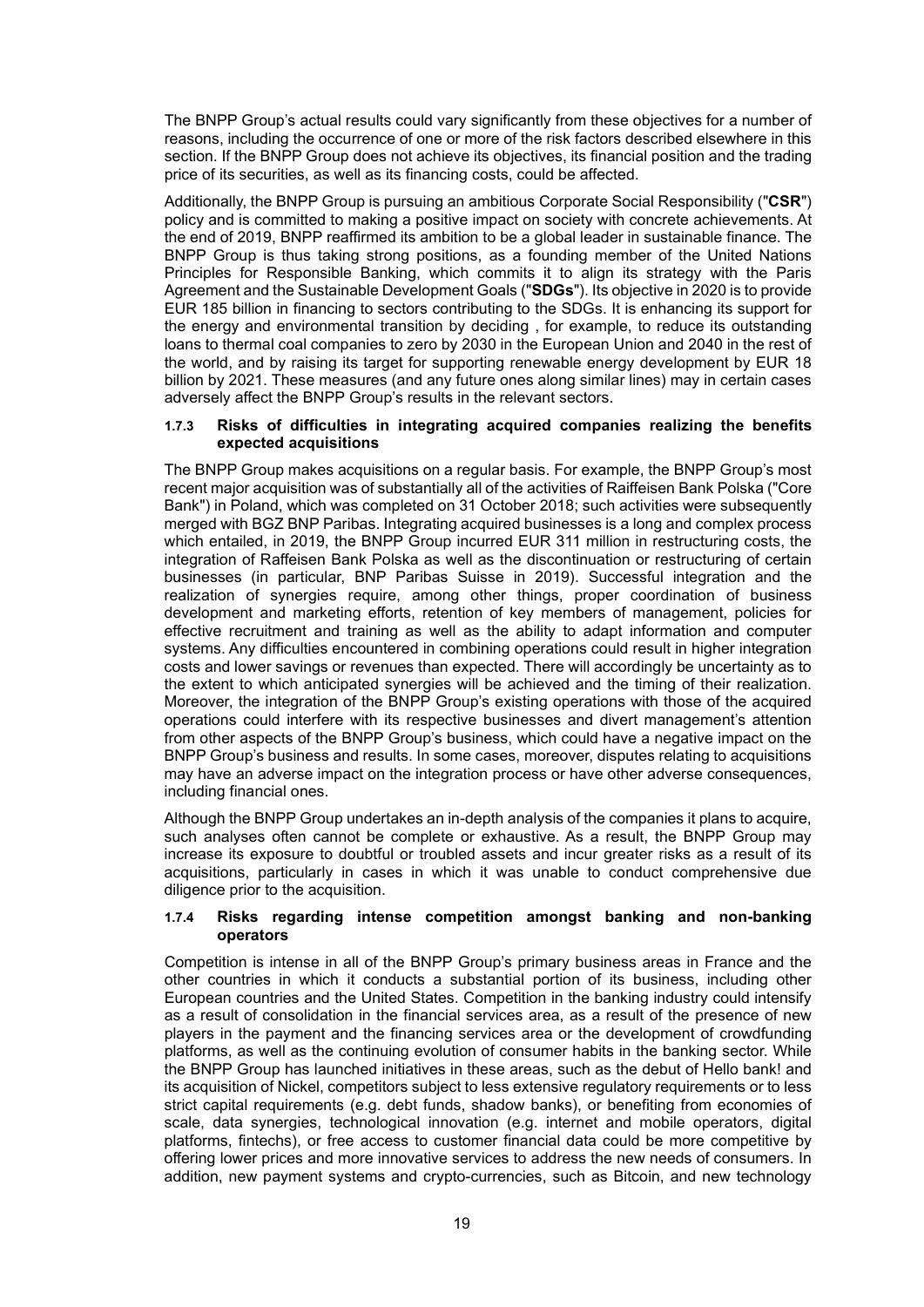The BNPP Group's actual results could vary significantly from these objectives for a number of reasons, including the occurrence of one or more of the risk factors described elsewhere in this section. If the BNPP Group does not achieve its objectives, its financial position and the trading price of its securities, as well as its financing costs, could be affected.

Additionally, the BNPP Group is pursuing an ambitious Corporate Social Responsibility ("**CSR**") policy and is committed to making a positive impact on society with concrete achievements. At the end of 2019, BNPP reaffirmed its ambition to be a global leader in sustainable finance. The BNPP Group is thus taking strong positions, as a founding member of the United Nations Principles for Responsible Banking, which commits it to align its strategy with the Paris Agreement and the Sustainable Development Goals ("**SDGs**"). Its objective in 2020 is to provide EUR 185 billion in financing to sectors contributing to the SDGs. It is enhancing its support for the energy and environmental transition by deciding , for example, to reduce its outstanding loans to thermal coal companies to zero by 2030 in the European Union and 2040 in the rest of the world, and by raising its target for supporting renewable energy development by EUR 18 billion by 2021. These measures (and any future ones along similar lines) may in certain cases adversely affect the BNPP Group's results in the relevant sectors.

#### 1.7.3 Risks of difficulties in integrating acquired companies realizing the benefits expected acquisitions

The BNPP Group makes acquisitions on a regular basis. For example, the BNPP Group's most recent major acquisition was of substantially all of the activities of Raiffeisen Bank Polska ("Core Bank") in Poland, which was completed on 31 October 2018; such activities were subsequently merged with BGZ BNP Paribas. Integrating acquired businesses is a long and complex process which entailed, in 2019, the BNPP Group incurred EUR 311 million in restructuring costs, the integration of Raffeisen Bank Polska as well as the discontinuation or restructuring of certain businesses (in particular, BNP Paribas Suisse in 2019). Successful integration and the realization of synergies require, among other things, proper coordination of business development and marketing efforts, retention of key members of management, policies for effective recruitment and training as well as the ability to adapt information and computer systems. Any difficulties encountered in combining operations could result in higher integration costs and lower savings or revenues than expected. There will accordingly be uncertainty as to the extent to which anticipated synergies will be achieved and the timing of their realization. Moreover, the integration of the BNPP Group's existing operations with those of the acquired operations could interfere with its respective businesses and divert management's attention from other aspects of the BNPP Group's business, which could have a negative impact on the BNPP Group's business and results. In some cases, moreover, disputes relating to acquisitions may have an adverse impact on the integration process or have other adverse consequences, including financial ones.

Although the BNPP Group undertakes an in-depth analysis of the companies it plans to acquire, such analyses often cannot be complete or exhaustive. As a result, the BNPP Group may increase its exposure to doubtful or troubled assets and incur greater risks as a result of its acquisitions, particularly in cases in which it was unable to conduct comprehensive due diligence prior to the acquisition.

#### 1.7.4 Risks regarding intense competition amongst banking and non-banking operators

Competition is intense in all of the BNPP Group's primary business areas in France and the other countries in which it conducts a substantial portion of its business, including other European countries and the United States. Competition in the banking industry could intensify as a result of consolidation in the financial services area, as a result of the presence of new players in the payment and the financing services area or the development of crowdfunding platforms, as well as the continuing evolution of consumer habits in the banking sector. While the BNPP Group has launched initiatives in these areas, such as the debut of Hello bank! and its acquisition of Nickel, competitors subject to less extensive regulatory requirements or to less strict capital requirements (e.g. debt funds, shadow banks), or benefiting from economies of scale, data synergies, technological innovation (e.g. internet and mobile operators, digital platforms, fintechs), or free access to customer financial data could be more competitive by offering lower prices and more innovative services to address the new needs of consumers. In addition, new payment systems and crypto-currencies, such as Bitcoin, and new technology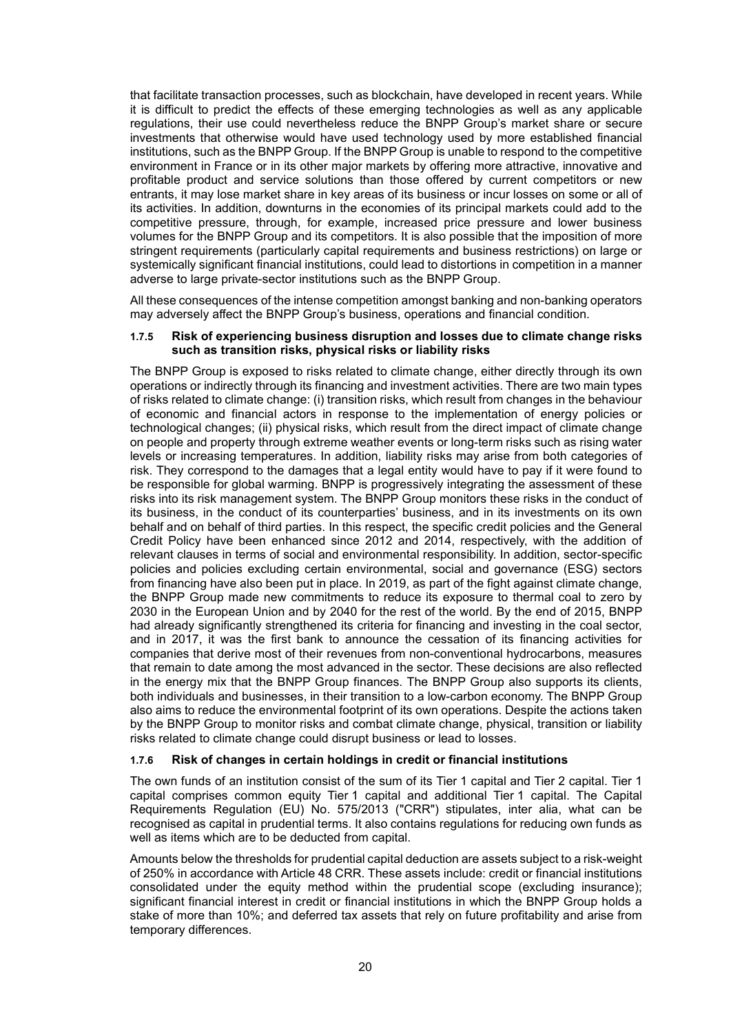that facilitate transaction processes, such as blockchain, have developed in recent years. While it is difficult to predict the effects of these emerging technologies as well as any applicable regulations, their use could nevertheless reduce the BNPP Group's market share or secure investments that otherwise would have used technology used by more established financial institutions, such as the BNPP Group. If the BNPP Group is unable to respond to the competitive environment in France or in its other major markets by offering more attractive, innovative and profitable product and service solutions than those offered by current competitors or new entrants, it may lose market share in key areas of its business or incur losses on some or all of its activities. In addition, downturns in the economies of its principal markets could add to the competitive pressure, through, for example, increased price pressure and lower business volumes for the BNPP Group and its competitors. It is also possible that the imposition of more stringent requirements (particularly capital requirements and business restrictions) on large or systemically significant financial institutions, could lead to distortions in competition in a manner adverse to large private-sector institutions such as the BNPP Group.

All these consequences of the intense competition amongst banking and non-banking operators may adversely affect the BNPP Group's business, operations and financial condition.

#### 1.7.5 Risk of experiencing business disruption and losses due to climate change risks such as transition risks, physical risks or liability risks

The BNPP Group is exposed to risks related to climate change, either directly through its own operations or indirectly through its financing and investment activities. There are two main types of risks related to climate change: (i) transition risks, which result from changes in the behaviour of economic and financial actors in response to the implementation of energy policies or technological changes; (ii) physical risks, which result from the direct impact of climate change on people and property through extreme weather events or long-term risks such as rising water levels or increasing temperatures. In addition, liability risks may arise from both categories of risk. They correspond to the damages that a legal entity would have to pay if it were found to be responsible for global warming. BNPP is progressively integrating the assessment of these risks into its risk management system. The BNPP Group monitors these risks in the conduct of its business, in the conduct of its counterparties' business, and in its investments on its own behalf and on behalf of third parties. In this respect, the specific credit policies and the General Credit Policy have been enhanced since 2012 and 2014, respectively, with the addition of relevant clauses in terms of social and environmental responsibility. In addition, sector-specific policies and policies excluding certain environmental, social and governance (ESG) sectors from financing have also been put in place. In 2019, as part of the fight against climate change, the BNPP Group made new commitments to reduce its exposure to thermal coal to zero by 2030 in the European Union and by 2040 for the rest of the world. By the end of 2015, BNPP had already significantly strengthened its criteria for financing and investing in the coal sector, and in 2017, it was the first bank to announce the cessation of its financing activities for companies that derive most of their revenues from non-conventional hydrocarbons, measures that remain to date among the most advanced in the sector. These decisions are also reflected in the energy mix that the BNPP Group finances. The BNPP Group also supports its clients, both individuals and businesses, in their transition to a low-carbon economy. The BNPP Group also aims to reduce the environmental footprint of its own operations. Despite the actions taken by the BNPP Group to monitor risks and combat climate change, physical, transition or liability risks related to climate change could disrupt business or lead to losses.

#### 1.7.6 Risk of changes in certain holdings in credit or financial institutions

The own funds of an institution consist of the sum of its Tier 1 capital and Tier 2 capital. Tier 1 capital comprises common equity Tier 1 capital and additional Tier 1 capital. The Capital Requirements Regulation (EU) No. 575/2013 ("CRR") stipulates, inter alia, what can be recognised as capital in prudential terms. It also contains regulations for reducing own funds as well as items which are to be deducted from capital.

Amounts below the thresholds for prudential capital deduction are assets subject to a risk-weight of 250% in accordance with Article 48 CRR. These assets include: credit or financial institutions consolidated under the equity method within the prudential scope (excluding insurance); significant financial interest in credit or financial institutions in which the BNPP Group holds a stake of more than 10%; and deferred tax assets that rely on future profitability and arise from temporary differences.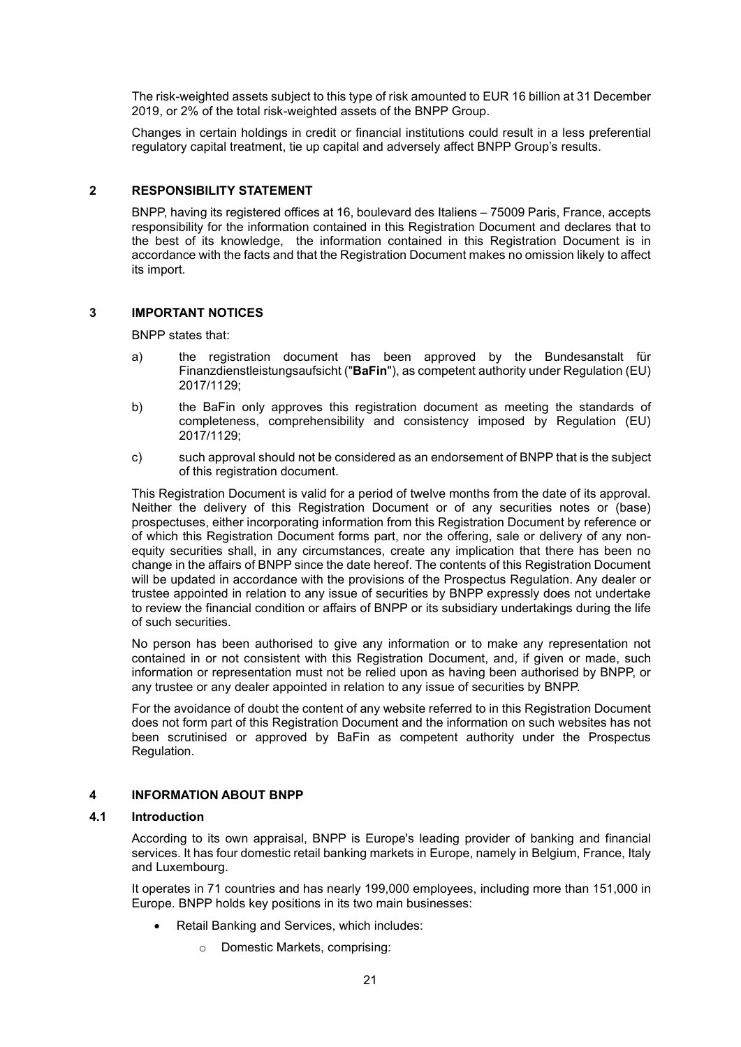The risk-weighted assets subject to this type of risk amounted to EUR 16 billion at 31 December 2019, or 2% of the total risk-weighted assets of the BNPP Group.

Changes in certain holdings in credit or financial institutions could result in a less preferential regulatory capital treatment, tie up capital and adversely affect BNPP Group's results.

## 2 RESPONSIBILITY STATEMENT

BNPP, having its registered offices at 16, boulevard des Italiens – 75009 Paris, France, accepts responsibility for the information contained in this Registration Document and declares that to the best of its knowledge, the information contained in this Registration Document is in accordance with the facts and that the Registration Document makes no omission likely to affect its import.

## 3 IMPORTANT NOTICES

BNPP states that:

a) the registration document has been approved by the Bundesanstalt für Finanzdienstleistungsaufsicht ("**BaFin**"), as competent authority under Regulation (EU) 2017/1129;

b) the BaFin only approves this registration document as meeting the standards of completeness, comprehensibility and consistency imposed by Regulation (EU) 2017/1129;

c) such approval should not be considered as an endorsement of BNPP that is the subject of this registration document.

This Registration Document is valid for a period of twelve months from the date of its approval. Neither the delivery of this Registration Document or of any securities notes or (base) prospectuses, either incorporating information from this Registration Document by reference or of which this Registration Document forms part, nor the offering, sale or delivery of any non-equity securities shall, in any circumstances, create any implication that there has been no change in the affairs of BNPP since the date hereof. The contents of this Registration Document will be updated in accordance with the provisions of the Prospectus Regulation. Any dealer or trustee appointed in relation to any issue of securities by BNPP expressly does not undertake to review the financial condition or affairs of BNPP or its subsidiary undertakings during the life of such securities.

No person has been authorised to give any information or to make any representation not contained in or not consistent with this Registration Document, and, if given or made, such information or representation must not be relied upon as having been authorised by BNPP, or any trustee or any dealer appointed in relation to any issue of securities by BNPP.

For the avoidance of doubt the content of any website referred to in this Registration Document does not form part of this Registration Document and the information on such websites has not been scrutinised or approved by BaFin as competent authority under the Prospectus Regulation.

## 4 INFORMATION ABOUT BNPP

### 4.1 Introduction

According to its own appraisal, BNPP is Europe's leading provider of banking and financial services. It has four domestic retail banking markets in Europe, namely in Belgium, France, Italy and Luxembourg.

It operates in 71 countries and has nearly 199,000 employees, including more than 151,000 in Europe. BNPP holds key positions in its two main businesses:

- Retail Banking and Services, which includes:
  - Domestic Markets, comprising: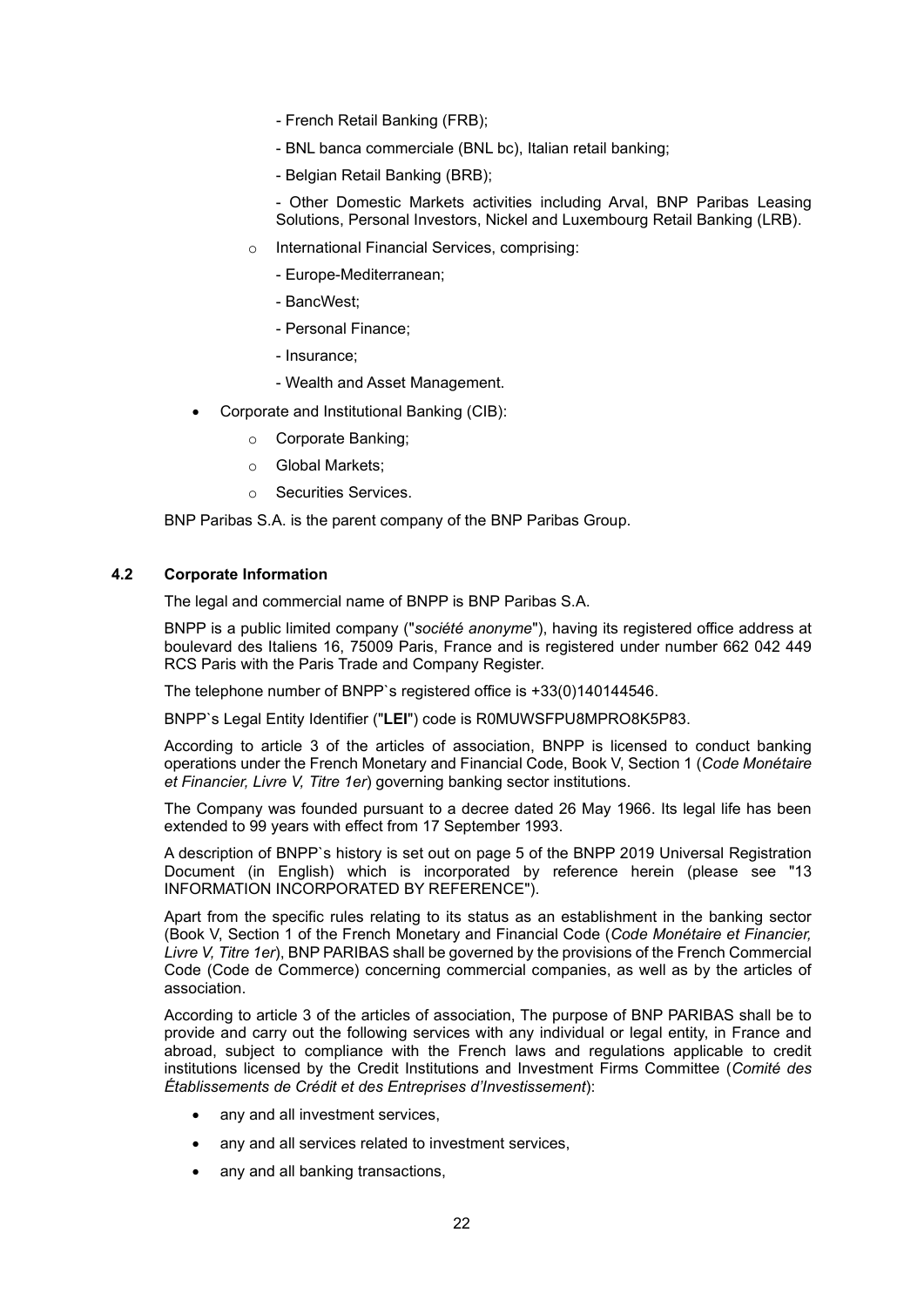- French Retail Banking (FRB);
    - BNL banca commerciale (BNL bc), Italian retail banking;
    - Belgian Retail Banking (BRB);
    - Other Domestic Markets activities including Arval, BNP Paribas Leasing Solutions, Personal Investors, Nickel and Luxembourg Retail Banking (LRB).
  - International Financial Services, comprising:
    - Europe-Mediterranean;
    - BancWest;
    - Personal Finance;
    - Insurance;
    - Wealth and Asset Management.
- Corporate and Institutional Banking (CIB):
  - Corporate Banking;
  - Global Markets;
  - Securities Services.

BNP Paribas S.A. is the parent company of the BNP Paribas Group.

### 4.2 Corporate Information

The legal and commercial name of BNPP is BNP Paribas S.A.

BNPP is a public limited company ("*société anonyme*"), having its registered office address at boulevard des Italiens 16, 75009 Paris, France and is registered under number 662 042 449 RCS Paris with the Paris Trade and Company Register.

The telephone number of BNPP`s registered office is +33(0)140144546.

BNPP`s Legal Entity Identifier ("**LEI**") code is R0MUWSFPU8MPRO8K5P83.

According to article 3 of the articles of association, BNPP is licensed to conduct banking operations under the French Monetary and Financial Code, Book V, Section 1 (*Code Monétaire et Financier, Livre V, Titre 1er*) governing banking sector institutions.

The Company was founded pursuant to a decree dated 26 May 1966. Its legal life has been extended to 99 years with effect from 17 September 1993.

A description of BNPP`s history is set out on page 5 of the BNPP 2019 Universal Registration Document (in English) which is incorporated by reference herein (please see "13 INFORMATION INCORPORATED BY REFERENCE").

Apart from the specific rules relating to its status as an establishment in the banking sector (Book V, Section 1 of the French Monetary and Financial Code (*Code Monétaire et Financier, Livre V, Titre 1er*), BNP PARIBAS shall be governed by the provisions of the French Commercial Code (Code de Commerce) concerning commercial companies, as well as by the articles of association.

According to article 3 of the articles of association, The purpose of BNP PARIBAS shall be to provide and carry out the following services with any individual or legal entity, in France and abroad, subject to compliance with the French laws and regulations applicable to credit institutions licensed by the Credit Institutions and Investment Firms Committee (*Comité des Établissements de Crédit et des Entreprises d'Investissement*):

- any and all investment services,
- any and all services related to investment services,
- any and all banking transactions,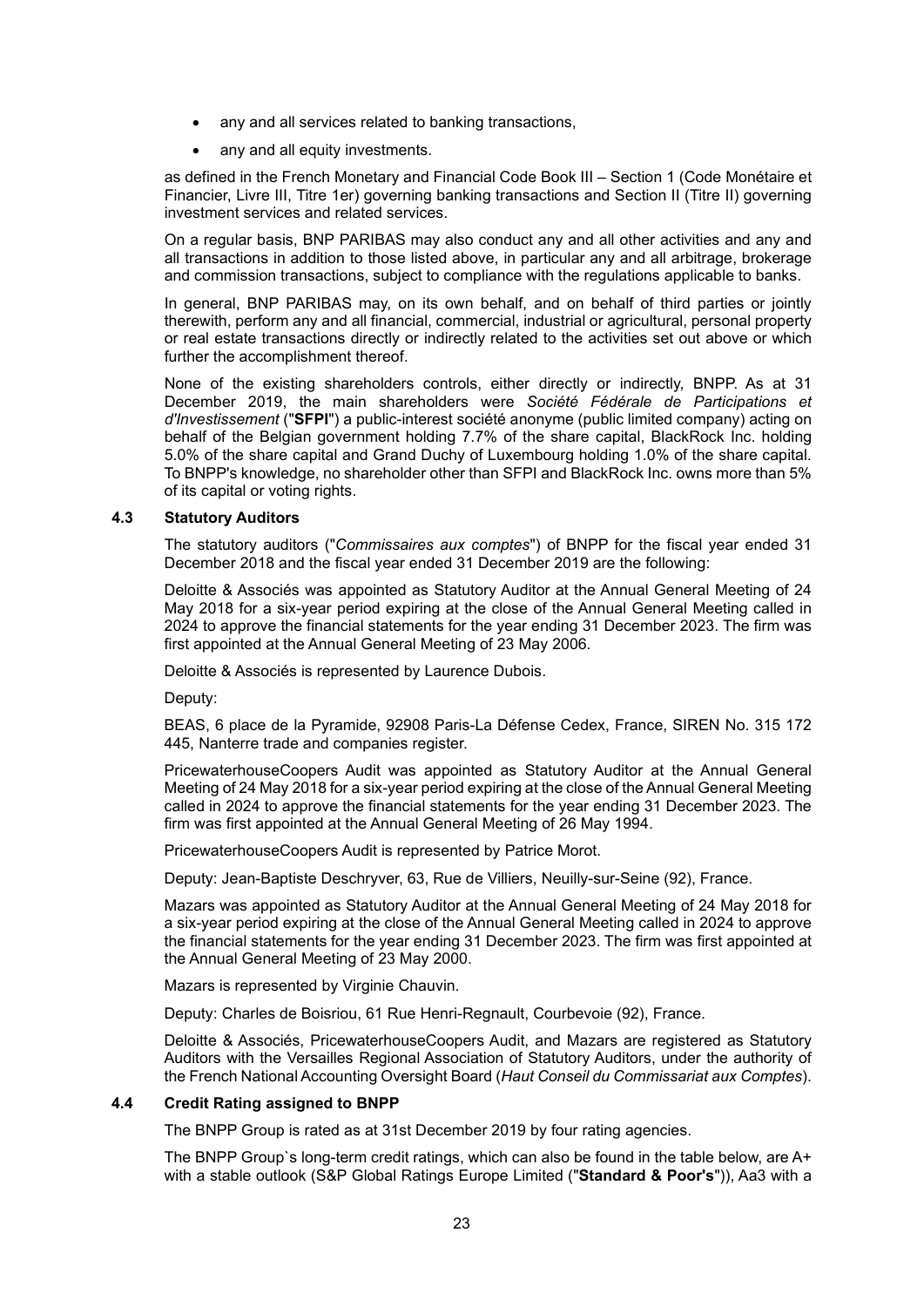- any and all services related to banking transactions,
- any and all equity investments.

as defined in the French Monetary and Financial Code Book III – Section 1 (Code Monétaire et Financier, Livre III, Titre 1er) governing banking transactions and Section II (Titre II) governing investment services and related services.

On a regular basis, BNP PARIBAS may also conduct any and all other activities and any and all transactions in addition to those listed above, in particular any and all arbitrage, brokerage and commission transactions, subject to compliance with the regulations applicable to banks.

In general, BNP PARIBAS may, on its own behalf, and on behalf of third parties or jointly therewith, perform any and all financial, commercial, industrial or agricultural, personal property or real estate transactions directly or indirectly related to the activities set out above or which further the accomplishment thereof.

None of the existing shareholders controls, either directly or indirectly, BNPP. As at 31 December 2019, the main shareholders were *Société Fédérale de Participations et d'Investissement* ("**SFPI**") a public-interest société anonyme (public limited company) acting on behalf of the Belgian government holding 7.7% of the share capital, BlackRock Inc. holding 5.0% of the share capital and Grand Duchy of Luxembourg holding 1.0% of the share capital. To BNPP's knowledge, no shareholder other than SFPI and BlackRock Inc. owns more than 5% of its capital or voting rights.

### 4.3 Statutory Auditors

The statutory auditors ("*Commissaires aux comptes*") of BNPP for the fiscal year ended 31 December 2018 and the fiscal year ended 31 December 2019 are the following:

Deloitte & Associés was appointed as Statutory Auditor at the Annual General Meeting of 24 May 2018 for a six-year period expiring at the close of the Annual General Meeting called in 2024 to approve the financial statements for the year ending 31 December 2023. The firm was first appointed at the Annual General Meeting of 23 May 2006.

Deloitte & Associés is represented by Laurence Dubois.

Deputy:

BEAS, 6 place de la Pyramide, 92908 Paris-La Défense Cedex, France, SIREN No. 315 172 445, Nanterre trade and companies register.

PricewaterhouseCoopers Audit was appointed as Statutory Auditor at the Annual General Meeting of 24 May 2018 for a six-year period expiring at the close of the Annual General Meeting called in 2024 to approve the financial statements for the year ending 31 December 2023. The firm was first appointed at the Annual General Meeting of 26 May 1994.

PricewaterhouseCoopers Audit is represented by Patrice Morot.

Deputy: Jean-Baptiste Deschryver, 63, Rue de Villiers, Neuilly-sur-Seine (92), France.

Mazars was appointed as Statutory Auditor at the Annual General Meeting of 24 May 2018 for a six-year period expiring at the close of the Annual General Meeting called in 2024 to approve the financial statements for the year ending 31 December 2023. The firm was first appointed at the Annual General Meeting of 23 May 2000.

Mazars is represented by Virginie Chauvin.

Deputy: Charles de Boisriou, 61 Rue Henri-Regnault, Courbevoie (92), France.

Deloitte & Associés, PricewaterhouseCoopers Audit, and Mazars are registered as Statutory Auditors with the Versailles Regional Association of Statutory Auditors, under the authority of the French National Accounting Oversight Board (*Haut Conseil du Commissariat aux Comptes*).

### 4.4 Credit Rating assigned to BNPP

The BNPP Group is rated as at 31st December 2019 by four rating agencies.

The BNPP Group`s long-term credit ratings, which can also be found in the table below, are A+ with a stable outlook (S&P Global Ratings Europe Limited ("**Standard & Poor's**")), Aa3 with a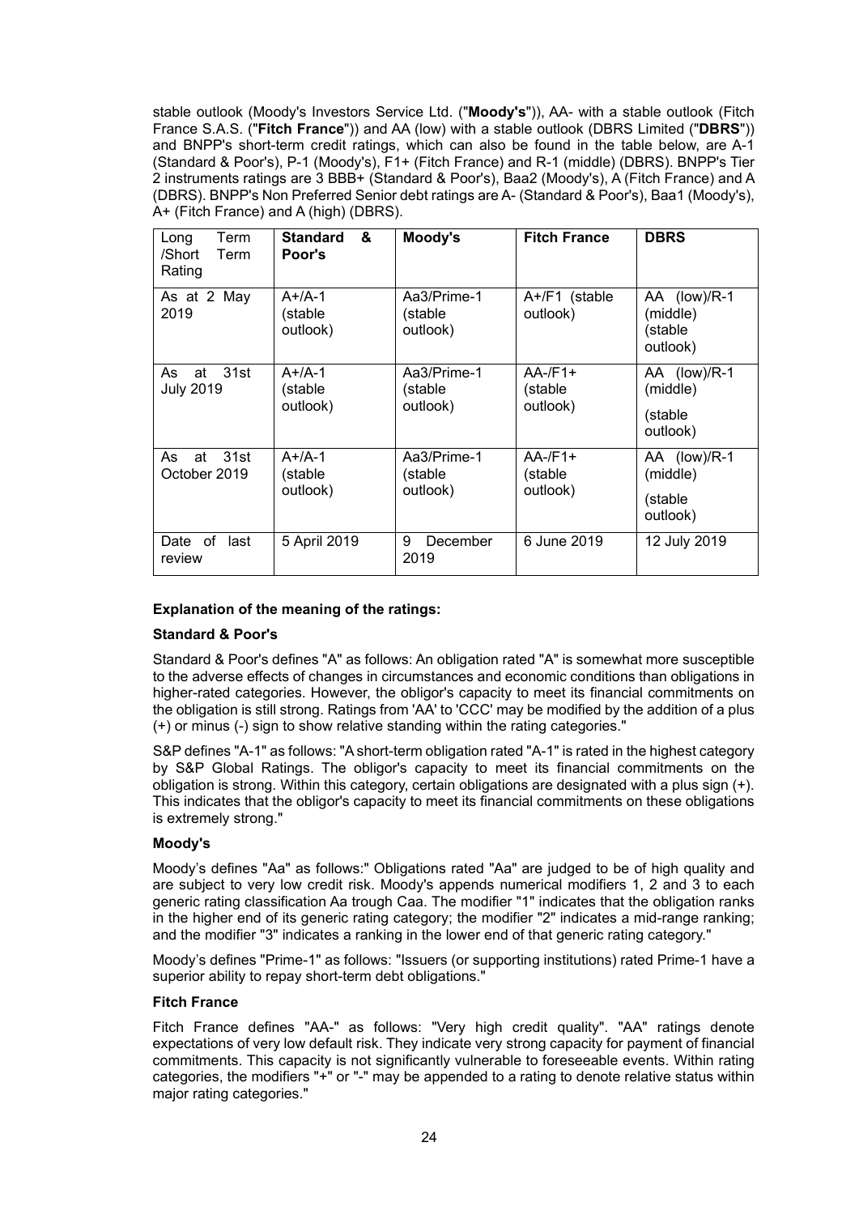stable outlook (Moody's Investors Service Ltd. ("**Moody's**")), AA- with a stable outlook (Fitch France S.A.S. ("**Fitch France**")) and AA (low) with a stable outlook (DBRS Limited ("**DBRS**")) and BNPP's short-term credit ratings, which can also be found in the table below, are A-1 (Standard & Poor's), P-1 (Moody's), F1+ (Fitch France) and R-1 (middle) (DBRS). BNPP's Tier 2 instruments ratings are 3 BBB+ (Standard & Poor's), Baa2 (Moody's), A (Fitch France) and A (DBRS). BNPP's Non Preferred Senior debt ratings are A- (Standard & Poor's), Baa1 (Moody's), A+ (Fitch France) and A (high) (DBRS).

| Long Term /Short Term Rating | **Standard & Poor's** | **Moody's** | **Fitch France** | **DBRS** |
|---|---|---|---|---|
| As at 2 May 2019 | A+/A-1 (stable outlook) | Aa3/Prime-1 (stable outlook) | A+/F1 (stable outlook) | AA (low)/R-1 (middle) (stable outlook) |
| As at 31st July 2019 | A+/A-1 (stable outlook) | Aa3/Prime-1 (stable outlook) | AA-/F1+ (stable outlook) | AA (low)/R-1 (middle) (stable outlook) |
| As at 31st October 2019 | A+/A-1 (stable outlook) | Aa3/Prime-1 (stable outlook) | AA-/F1+ (stable outlook) | AA (low)/R-1 (middle) (stable outlook) |
| Date of last review | 5 April 2019 | 9 December 2019 | 6 June 2019 | 12 July 2019 |

**Explanation of the meaning of the ratings:**

**Standard & Poor's**

Standard & Poor's defines "A" as follows: An obligation rated "A" is somewhat more susceptible to the adverse effects of changes in circumstances and economic conditions than obligations in higher-rated categories. However, the obligor's capacity to meet its financial commitments on the obligation is still strong. Ratings from 'AA' to 'CCC' may be modified by the addition of a plus (+) or minus (-) sign to show relative standing within the rating categories."

S&P defines "A-1" as follows: "A short-term obligation rated "A-1" is rated in the highest category by S&P Global Ratings. The obligor's capacity to meet its financial commitments on the obligation is strong. Within this category, certain obligations are designated with a plus sign (+). This indicates that the obligor's capacity to meet its financial commitments on these obligations is extremely strong."

**Moody's**

Moody's defines "Aa" as follows:" Obligations rated "Aa" are judged to be of high quality and are subject to very low credit risk. Moody's appends numerical modifiers 1, 2 and 3 to each generic rating classification Aa trough Caa. The modifier "1" indicates that the obligation ranks in the higher end of its generic rating category; the modifier "2" indicates a mid-range ranking; and the modifier "3" indicates a ranking in the lower end of that generic rating category."

Moody's defines "Prime-1" as follows: "Issuers (or supporting institutions) rated Prime-1 have a superior ability to repay short-term debt obligations."

**Fitch France**

Fitch France defines "AA-" as follows: "Very high credit quality". "AA" ratings denote expectations of very low default risk. They indicate very strong capacity for payment of financial commitments. This capacity is not significantly vulnerable to foreseeable events. Within rating categories, the modifiers "+" or "-" may be appended to a rating to denote relative status within major rating categories."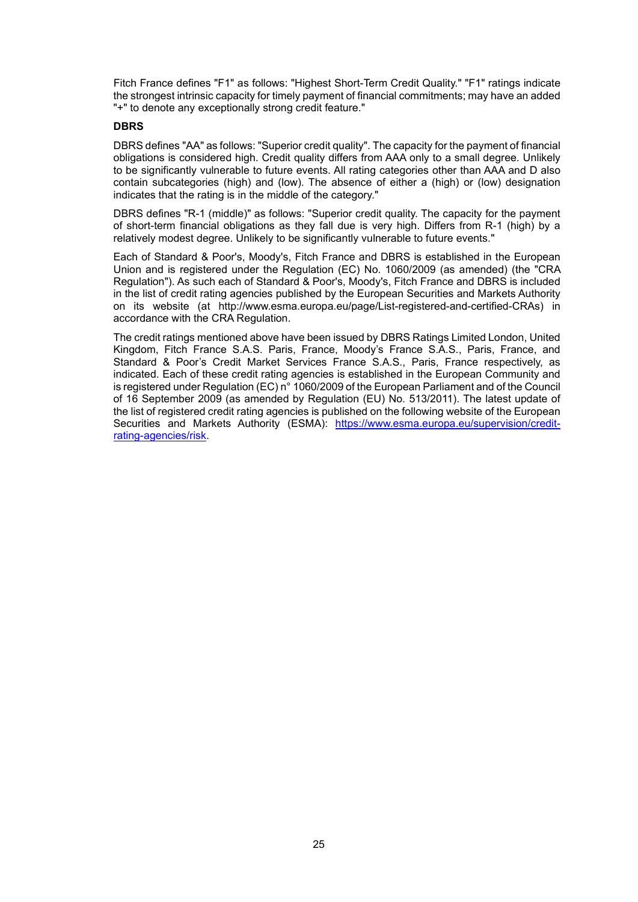Fitch France defines "F1" as follows: "Highest Short-Term Credit Quality." "F1" ratings indicate the strongest intrinsic capacity for timely payment of financial commitments; may have an added "+" to denote any exceptionally strong credit feature."

**DBRS**

DBRS defines "AA" as follows: "Superior credit quality". The capacity for the payment of financial obligations is considered high. Credit quality differs from AAA only to a small degree. Unlikely to be significantly vulnerable to future events. All rating categories other than AAA and D also contain subcategories (high) and (low). The absence of either a (high) or (low) designation indicates that the rating is in the middle of the category."

DBRS defines "R-1 (middle)" as follows: "Superior credit quality. The capacity for the payment of short-term financial obligations as they fall due is very high. Differs from R-1 (high) by a relatively modest degree. Unlikely to be significantly vulnerable to future events."

Each of Standard & Poor's, Moody's, Fitch France and DBRS is established in the European Union and is registered under the Regulation (EC) No. 1060/2009 (as amended) (the "CRA Regulation"). As such each of Standard & Poor's, Moody's, Fitch France and DBRS is included in the list of credit rating agencies published by the European Securities and Markets Authority on its website (at http://www.esma.europa.eu/page/List-registered-and-certified-CRAs) in accordance with the CRA Regulation.

The credit ratings mentioned above have been issued by DBRS Ratings Limited London, United Kingdom, Fitch France S.A.S. Paris, France, Moody's France S.A.S., Paris, France, and Standard & Poor's Credit Market Services France S.A.S., Paris, France respectively, as indicated. Each of these credit rating agencies is established in the European Community and is registered under Regulation (EC) n° 1060/2009 of the European Parliament and of the Council of 16 September 2009 (as amended by Regulation (EU) No. 513/2011). The latest update of the list of registered credit rating agencies is published on the following website of the European Securities and Markets Authority (ESMA): https://www.esma.europa.eu/supervision/credit-rating-agencies/risk.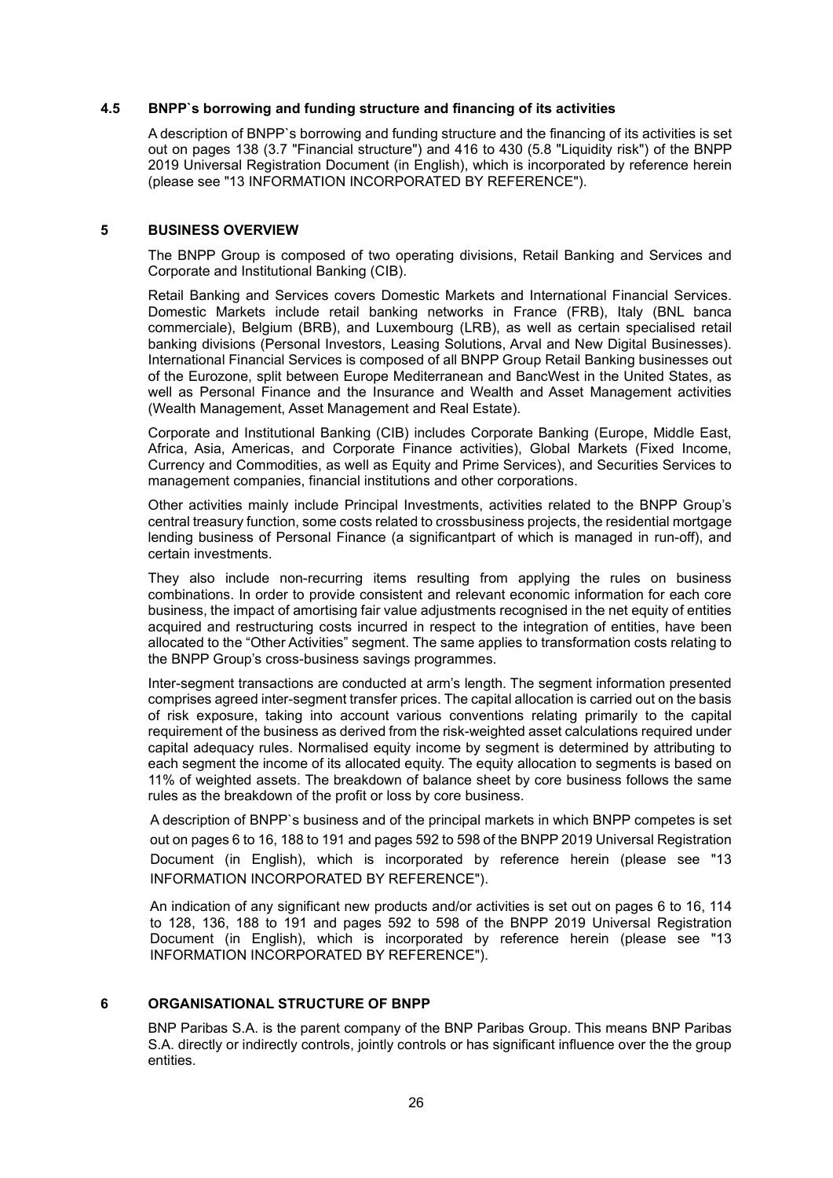### 4.5 BNPP`s borrowing and funding structure and financing of its activities

A description of BNPP`s borrowing and funding structure and the financing of its activities is set out on pages 138 (3.7 "Financial structure") and 416 to 430 (5.8 "Liquidity risk") of the BNPP 2019 Universal Registration Document (in English), which is incorporated by reference herein (please see "13 INFORMATION INCORPORATED BY REFERENCE").

## 5 BUSINESS OVERVIEW

The BNPP Group is composed of two operating divisions, Retail Banking and Services and Corporate and Institutional Banking (CIB).

Retail Banking and Services covers Domestic Markets and International Financial Services. Domestic Markets include retail banking networks in France (FRB), Italy (BNL banca commerciale), Belgium (BRB), and Luxembourg (LRB), as well as certain specialised retail banking divisions (Personal Investors, Leasing Solutions, Arval and New Digital Businesses). International Financial Services is composed of all BNPP Group Retail Banking businesses out of the Eurozone, split between Europe Mediterranean and BancWest in the United States, as well as Personal Finance and the Insurance and Wealth and Asset Management activities (Wealth Management, Asset Management and Real Estate).

Corporate and Institutional Banking (CIB) includes Corporate Banking (Europe, Middle East, Africa, Asia, Americas, and Corporate Finance activities), Global Markets (Fixed Income, Currency and Commodities, as well as Equity and Prime Services), and Securities Services to management companies, financial institutions and other corporations.

Other activities mainly include Principal Investments, activities related to the BNPP Group's central treasury function, some costs related to crossbusiness projects, the residential mortgage lending business of Personal Finance (a significantpart of which is managed in run-off), and certain investments.

They also include non-recurring items resulting from applying the rules on business combinations. In order to provide consistent and relevant economic information for each core business, the impact of amortising fair value adjustments recognised in the net equity of entities acquired and restructuring costs incurred in respect to the integration of entities, have been allocated to the "Other Activities" segment. The same applies to transformation costs relating to the BNPP Group's cross-business savings programmes.

Inter-segment transactions are conducted at arm's length. The segment information presented comprises agreed inter-segment transfer prices. The capital allocation is carried out on the basis of risk exposure, taking into account various conventions relating primarily to the capital requirement of the business as derived from the risk-weighted asset calculations required under capital adequacy rules. Normalised equity income by segment is determined by attributing to each segment the income of its allocated equity. The equity allocation to segments is based on 11% of weighted assets. The breakdown of balance sheet by core business follows the same rules as the breakdown of the profit or loss by core business.

A description of BNPP`s business and of the principal markets in which BNPP competes is set out on pages 6 to 16, 188 to 191 and pages 592 to 598 of the BNPP 2019 Universal Registration Document (in English), which is incorporated by reference herein (please see "13 INFORMATION INCORPORATED BY REFERENCE").

An indication of any significant new products and/or activities is set out on pages 6 to 16, 114 to 128, 136, 188 to 191 and pages 592 to 598 of the BNPP 2019 Universal Registration Document (in English), which is incorporated by reference herein (please see "13 INFORMATION INCORPORATED BY REFERENCE").

## 6 ORGANISATIONAL STRUCTURE OF BNPP

BNP Paribas S.A. is the parent company of the BNP Paribas Group. This means BNP Paribas S.A. directly or indirectly controls, jointly controls or has significant influence over the the group entities.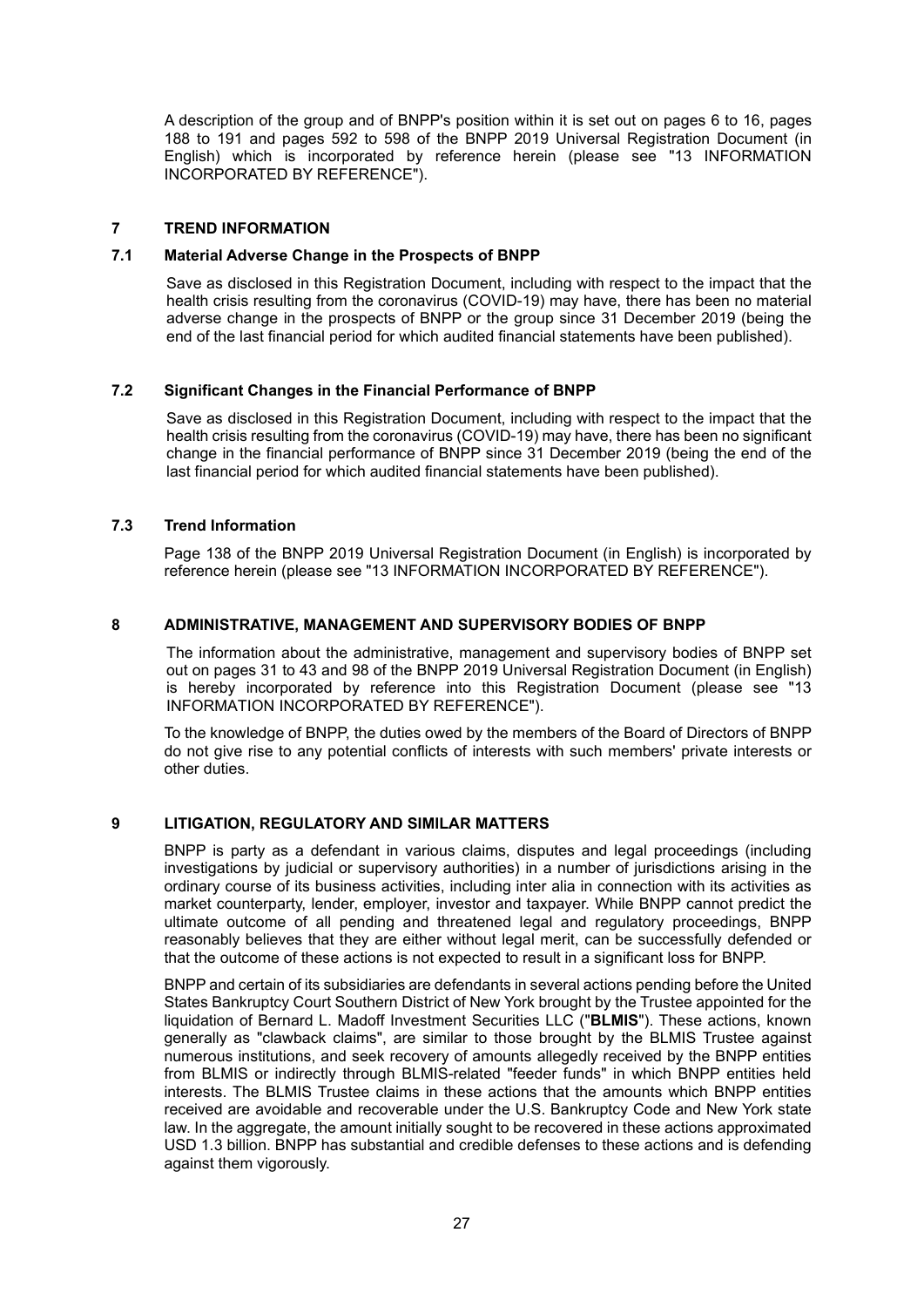A description of the group and of BNPP's position within it is set out on pages 6 to 16, pages 188 to 191 and pages 592 to 598 of the BNPP 2019 Universal Registration Document (in English) which is incorporated by reference herein (please see "13 INFORMATION INCORPORATED BY REFERENCE").

## 7 TREND INFORMATION

### 7.1 Material Adverse Change in the Prospects of BNPP

Save as disclosed in this Registration Document, including with respect to the impact that the health crisis resulting from the coronavirus (COVID-19) may have, there has been no material adverse change in the prospects of BNPP or the group since 31 December 2019 (being the end of the last financial period for which audited financial statements have been published).

### 7.2 Significant Changes in the Financial Performance of BNPP

Save as disclosed in this Registration Document, including with respect to the impact that the health crisis resulting from the coronavirus (COVID-19) may have, there has been no significant change in the financial performance of BNPP since 31 December 2019 (being the end of the last financial period for which audited financial statements have been published).

### 7.3 Trend Information

Page 138 of the BNPP 2019 Universal Registration Document (in English) is incorporated by reference herein (please see "13 INFORMATION INCORPORATED BY REFERENCE").

## 8 ADMINISTRATIVE, MANAGEMENT AND SUPERVISORY BODIES OF BNPP

The information about the administrative, management and supervisory bodies of BNPP set out on pages 31 to 43 and 98 of the BNPP 2019 Universal Registration Document (in English) is hereby incorporated by reference into this Registration Document (please see "13 INFORMATION INCORPORATED BY REFERENCE").

To the knowledge of BNPP, the duties owed by the members of the Board of Directors of BNPP do not give rise to any potential conflicts of interests with such members' private interests or other duties.

## 9 LITIGATION, REGULATORY AND SIMILAR MATTERS

BNPP is party as a defendant in various claims, disputes and legal proceedings (including investigations by judicial or supervisory authorities) in a number of jurisdictions arising in the ordinary course of its business activities, including inter alia in connection with its activities as market counterparty, lender, employer, investor and taxpayer. While BNPP cannot predict the ultimate outcome of all pending and threatened legal and regulatory proceedings, BNPP reasonably believes that they are either without legal merit, can be successfully defended or that the outcome of these actions is not expected to result in a significant loss for BNPP.

BNPP and certain of its subsidiaries are defendants in several actions pending before the United States Bankruptcy Court Southern District of New York brought by the Trustee appointed for the liquidation of Bernard L. Madoff Investment Securities LLC ("**BLMIS**"). These actions, known generally as "clawback claims", are similar to those brought by the BLMIS Trustee against numerous institutions, and seek recovery of amounts allegedly received by the BNPP entities from BLMIS or indirectly through BLMIS-related "feeder funds" in which BNPP entities held interests. The BLMIS Trustee claims in these actions that the amounts which BNPP entities received are avoidable and recoverable under the U.S. Bankruptcy Code and New York state law. In the aggregate, the amount initially sought to be recovered in these actions approximated USD 1.3 billion. BNPP has substantial and credible defenses to these actions and is defending against them vigorously.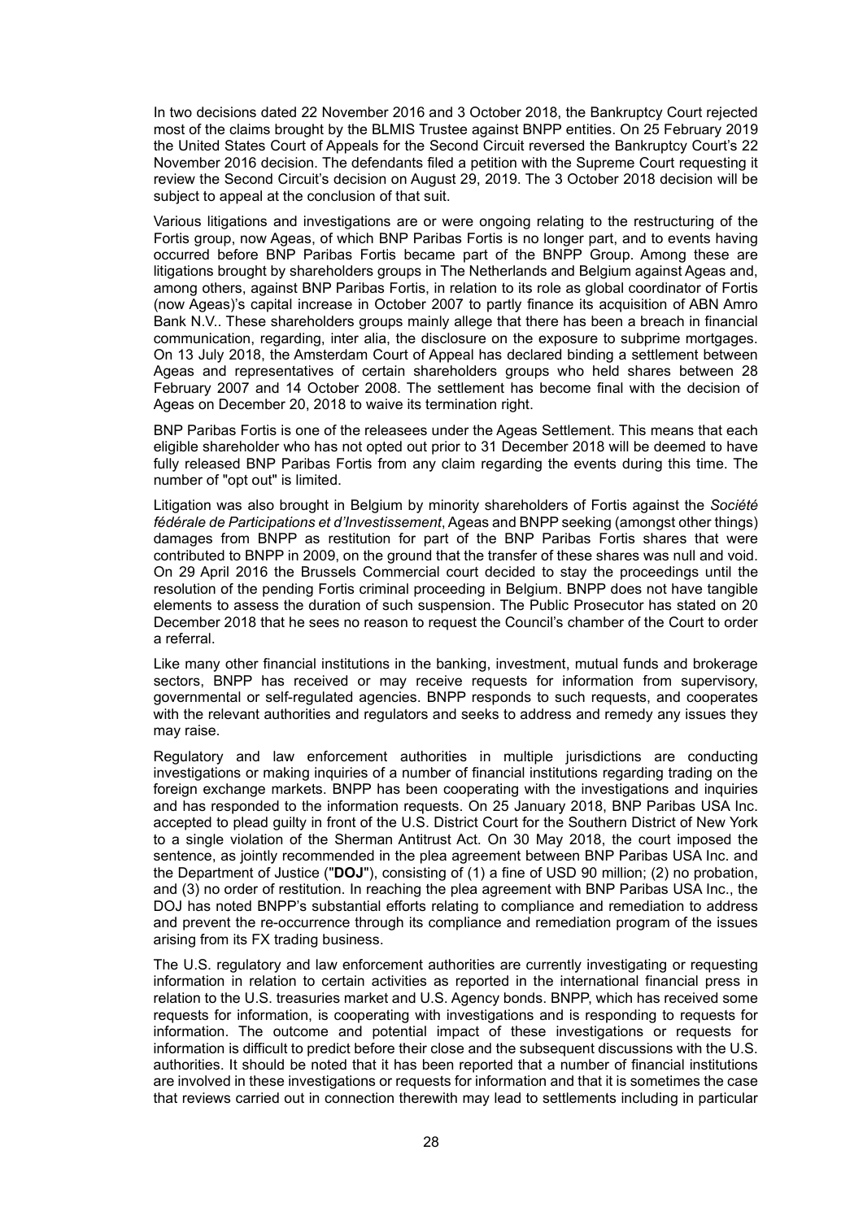In two decisions dated 22 November 2016 and 3 October 2018, the Bankruptcy Court rejected most of the claims brought by the BLMIS Trustee against BNPP entities. On 25 February 2019 the United States Court of Appeals for the Second Circuit reversed the Bankruptcy Court's 22 November 2016 decision. The defendants filed a petition with the Supreme Court requesting it review the Second Circuit's decision on August 29, 2019. The 3 October 2018 decision will be subject to appeal at the conclusion of that suit.

Various litigations and investigations are or were ongoing relating to the restructuring of the Fortis group, now Ageas, of which BNP Paribas Fortis is no longer part, and to events having occurred before BNP Paribas Fortis became part of the BNPP Group. Among these are litigations brought by shareholders groups in The Netherlands and Belgium against Ageas and, among others, against BNP Paribas Fortis, in relation to its role as global coordinator of Fortis (now Ageas)'s capital increase in October 2007 to partly finance its acquisition of ABN Amro Bank N.V.. These shareholders groups mainly allege that there has been a breach in financial communication, regarding, inter alia, the disclosure on the exposure to subprime mortgages. On 13 July 2018, the Amsterdam Court of Appeal has declared binding a settlement between Ageas and representatives of certain shareholders groups who held shares between 28 February 2007 and 14 October 2008. The settlement has become final with the decision of Ageas on December 20, 2018 to waive its termination right.

BNP Paribas Fortis is one of the releasees under the Ageas Settlement. This means that each eligible shareholder who has not opted out prior to 31 December 2018 will be deemed to have fully released BNP Paribas Fortis from any claim regarding the events during this time. The number of "opt out" is limited.

Litigation was also brought in Belgium by minority shareholders of Fortis against the *Société fédérale de Participations et d'Investissement*, Ageas and BNPP seeking (amongst other things) damages from BNPP as restitution for part of the BNP Paribas Fortis shares that were contributed to BNPP in 2009, on the ground that the transfer of these shares was null and void. On 29 April 2016 the Brussels Commercial court decided to stay the proceedings until the resolution of the pending Fortis criminal proceeding in Belgium. BNPP does not have tangible elements to assess the duration of such suspension. The Public Prosecutor has stated on 20 December 2018 that he sees no reason to request the Council's chamber of the Court to order a referral.

Like many other financial institutions in the banking, investment, mutual funds and brokerage sectors, BNPP has received or may receive requests for information from supervisory, governmental or self-regulated agencies. BNPP responds to such requests, and cooperates with the relevant authorities and regulators and seeks to address and remedy any issues they may raise.

Regulatory and law enforcement authorities in multiple jurisdictions are conducting investigations or making inquiries of a number of financial institutions regarding trading on the foreign exchange markets. BNPP has been cooperating with the investigations and inquiries and has responded to the information requests. On 25 January 2018, BNP Paribas USA Inc. accepted to plead guilty in front of the U.S. District Court for the Southern District of New York to a single violation of the Sherman Antitrust Act. On 30 May 2018, the court imposed the sentence, as jointly recommended in the plea agreement between BNP Paribas USA Inc. and the Department of Justice ("**DOJ**"), consisting of (1) a fine of USD 90 million; (2) no probation, and (3) no order of restitution. In reaching the plea agreement with BNP Paribas USA Inc., the DOJ has noted BNPP's substantial efforts relating to compliance and remediation to address and prevent the re-occurrence through its compliance and remediation program of the issues arising from its FX trading business.

The U.S. regulatory and law enforcement authorities are currently investigating or requesting information in relation to certain activities as reported in the international financial press in relation to the U.S. treasuries market and U.S. Agency bonds. BNPP, which has received some requests for information, is cooperating with investigations and is responding to requests for information. The outcome and potential impact of these investigations or requests for information is difficult to predict before their close and the subsequent discussions with the U.S. authorities. It should be noted that it has been reported that a number of financial institutions are involved in these investigations or requests for information and that it is sometimes the case that reviews carried out in connection therewith may lead to settlements including in particular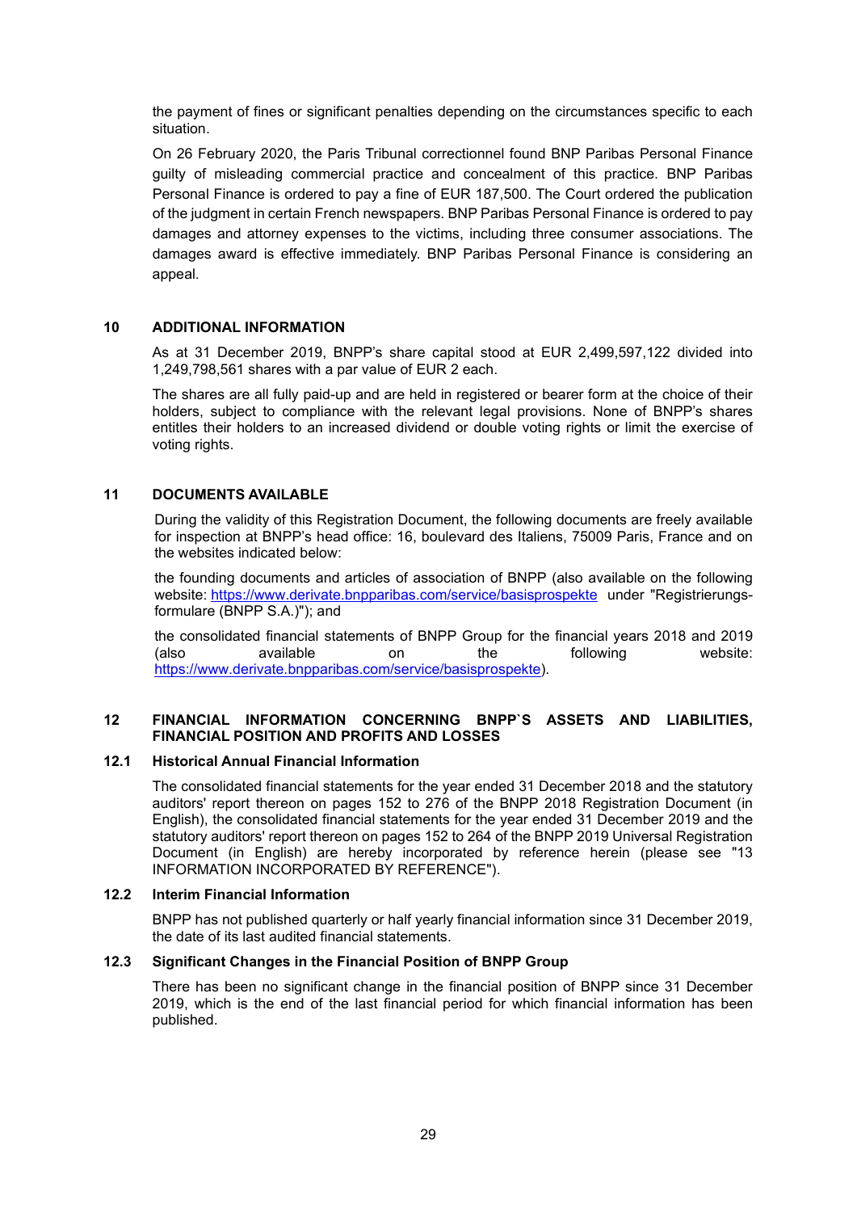the payment of fines or significant penalties depending on the circumstances specific to each situation.

On 26 February 2020, the Paris Tribunal correctionnel found BNP Paribas Personal Finance guilty of misleading commercial practice and concealment of this practice. BNP Paribas Personal Finance is ordered to pay a fine of EUR 187,500. The Court ordered the publication of the judgment in certain French newspapers. BNP Paribas Personal Finance is ordered to pay damages and attorney expenses to the victims, including three consumer associations. The damages award is effective immediately. BNP Paribas Personal Finance is considering an appeal.

## 10 ADDITIONAL INFORMATION

As at 31 December 2019, BNPP's share capital stood at EUR 2,499,597,122 divided into 1,249,798,561 shares with a par value of EUR 2 each.

The shares are all fully paid-up and are held in registered or bearer form at the choice of their holders, subject to compliance with the relevant legal provisions. None of BNPP's shares entitles their holders to an increased dividend or double voting rights or limit the exercise of voting rights.

## 11 DOCUMENTS AVAILABLE

During the validity of this Registration Document, the following documents are freely available for inspection at BNPP's head office: 16, boulevard des Italiens, 75009 Paris, France and on the websites indicated below:

the founding documents and articles of association of BNPP (also available on the following website: https://www.derivate.bnpparibas.com/service/basisprospekte under "Registrierungsformulare (BNPP S.A.)"); and

the consolidated financial statements of BNPP Group for the financial years 2018 and 2019 (also available on the following website: https://www.derivate.bnpparibas.com/service/basisprospekte).

## 12 FINANCIAL INFORMATION CONCERNING BNPP`S ASSETS AND LIABILITIES, FINANCIAL POSITION AND PROFITS AND LOSSES

### 12.1 Historical Annual Financial Information

The consolidated financial statements for the year ended 31 December 2018 and the statutory auditors' report thereon on pages 152 to 276 of the BNPP 2018 Registration Document (in English), the consolidated financial statements for the year ended 31 December 2019 and the statutory auditors' report thereon on pages 152 to 264 of the BNPP 2019 Universal Registration Document (in English) are hereby incorporated by reference herein (please see "13 INFORMATION INCORPORATED BY REFERENCE").

### 12.2 Interim Financial Information

BNPP has not published quarterly or half yearly financial information since 31 December 2019, the date of its last audited financial statements.

### 12.3 Significant Changes in the Financial Position of BNPP Group

There has been no significant change in the financial position of BNPP since 31 December 2019, which is the end of the last financial period for which financial information has been published.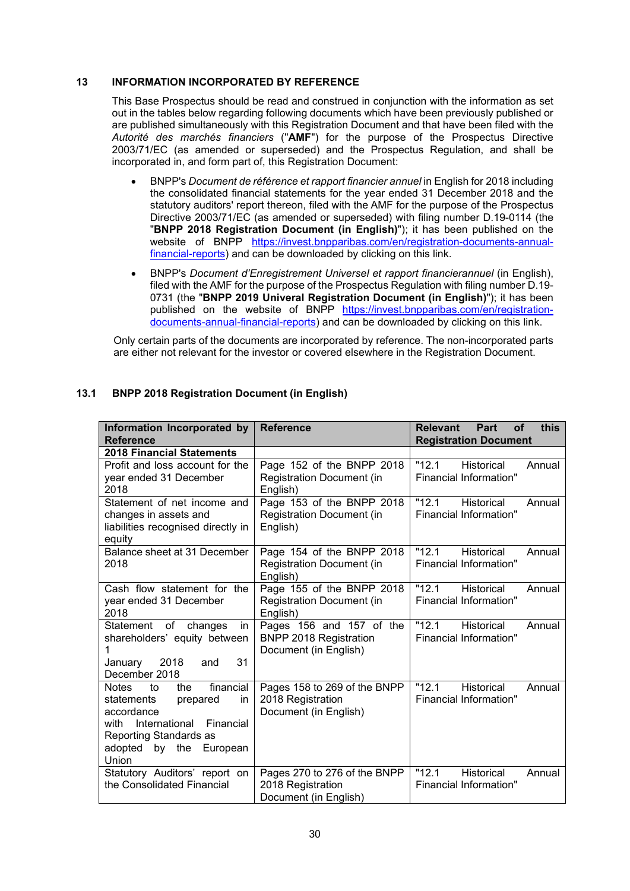## 13 INFORMATION INCORPORATED BY REFERENCE

This Base Prospectus should be read and construed in conjunction with the information as set out in the tables below regarding following documents which have been previously published or are published simultaneously with this Registration Document and that have been filed with the *Autorité des marchés financiers* ("**AMF**") for the purpose of the Prospectus Directive 2003/71/EC (as amended or superseded) and the Prospectus Regulation, and shall be incorporated in, and form part of, this Registration Document:

- BNPP's *Document de référence et rapport financier annuel* in English for 2018 including the consolidated financial statements for the year ended 31 December 2018 and the statutory auditors' report thereon, filed with the AMF for the purpose of the Prospectus Directive 2003/71/EC (as amended or superseded) with filing number D.19-0114 (the "**BNPP 2018 Registration Document (in English)**"); it has been published on the website of BNPP https://invest.bnpparibas.com/en/registration-documents-annual-financial-reports) and can be downloaded by clicking on this link.
- BNPP's *Document d'Enregistrement Universel et rapport financierannuel* (in English), filed with the AMF for the purpose of the Prospectus Regulation with filing number D.19-0731 (the "**BNPP 2019 Univeral Registration Document (in English)**"); it has been published on the website of BNPP https://invest.bnpparibas.com/en/registration-documents-annual-financial-reports) and can be downloaded by clicking on this link.

Only certain parts of the documents are incorporated by reference. The non-incorporated parts are either not relevant for the investor or covered elsewhere in the Registration Document.

### 13.1 BNPP 2018 Registration Document (in English)

| Information Incorporated by Reference | Reference | Relevant Part of this Registration Document |
|---|---|---|
| **2018 Financial Statements** | | |
| Profit and loss account for the year ended 31 December 2018 | Page 152 of the BNPP 2018 Registration Document (in English) | "12.1 Historical Annual Financial Information" |
| Statement of net income and changes in assets and liabilities recognised directly in equity | Page 153 of the BNPP 2018 Registration Document (in English) | "12.1 Historical Annual Financial Information" |
| Balance sheet at 31 December 2018 | Page 154 of the BNPP 2018 Registration Document (in English) | "12.1 Historical Annual Financial Information" |
| Cash flow statement for the year ended 31 December 2018 | Page 155 of the BNPP 2018 Registration Document (in English) | "12.1 Historical Annual Financial Information" |
| Statement of changes in shareholders' equity between 1 January 2018 and 31 December 2018 | Pages 156 and 157 of the BNPP 2018 Registration Document (in English) | "12.1 Historical Annual Financial Information" |
| Notes to the financial statements prepared in accordance with International Financial Reporting Standards as adopted by the European Union | Pages 158 to 269 of the BNPP 2018 Registration Document (in English) | "12.1 Historical Annual Financial Information" |
| Statutory Auditors' report on the Consolidated Financial | Pages 270 to 276 of the BNPP 2018 Registration Document (in English) | "12.1 Historical Annual Financial Information" |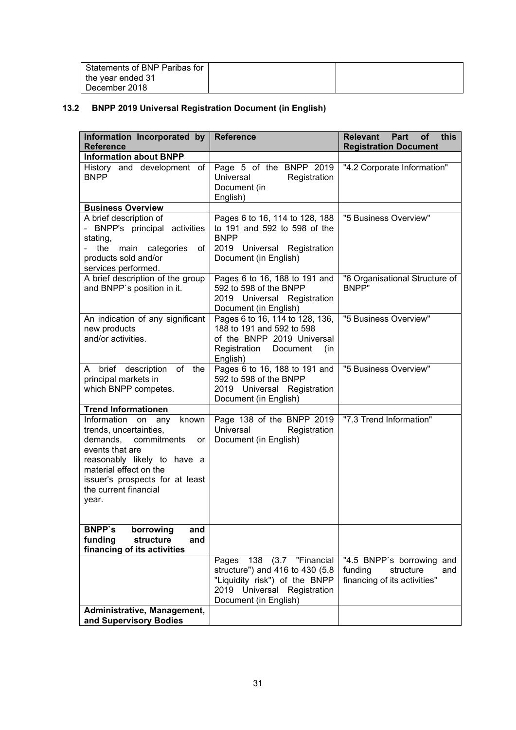| Statements of BNP Paribas for the year ended 31 December 2018 | | |
|---|---|---|

## 13.2 BNPP 2019 Universal Registration Document (in English)

| Information Incorporated by Reference | Reference | Relevant Part of this Registration Document |
|---|---|---|
| **Information about BNPP** | | |
| History and development of BNPP | Page 5 of the BNPP 2019 Universal Registration Document (in English) | "4.2 Corporate Information" |
| **Business Overview** | | |
| A brief description of - BNPP's principal activities stating, - the main categories of products sold and/or services performed. | Pages 6 to 16, 114 to 128, 188 to 191 and 592 to 598 of the BNPP 2019 Universal Registration Document (in English) | "5 Business Overview" |
| A brief description of the group and BNPP`s position in it. | Pages 6 to 16, 188 to 191 and 592 to 598 of the BNPP 2019 Universal Registration Document (in English) | "6 Organisational Structure of BNPP" |
| An indication of any significant new products and/or activities. | Pages 6 to 16, 114 to 128, 136, 188 to 191 and 592 to 598 of the BNPP 2019 Universal Registration Document (in English) | "5 Business Overview" |
| A brief description of the principal markets in which BNPP competes. | Pages 6 to 16, 188 to 191 and 592 to 598 of the BNPP 2019 Universal Registration Document (in English) | "5 Business Overview" |
| **Trend Informationen** | | |
| Information on any known trends, uncertainties, demands, commitments or events that are reasonably likely to have a material effect on the issuer's prospects for at least the current financial year. | Page 138 of the BNPP 2019 Universal Registration Document (in English) | "7.3 Trend Information" |
| **BNPP`s borrowing and funding structure and financing of its activities** | | |
| | Pages 138 (3.7 "Financial structure") and 416 to 430 (5.8 "Liquidity risk") of the BNPP 2019 Universal Registration Document (in English) | "4.5 BNPP`s borrowing and funding structure and financing of its activities" |
| **Administrative, Management, and Supervisory Bodies** | | |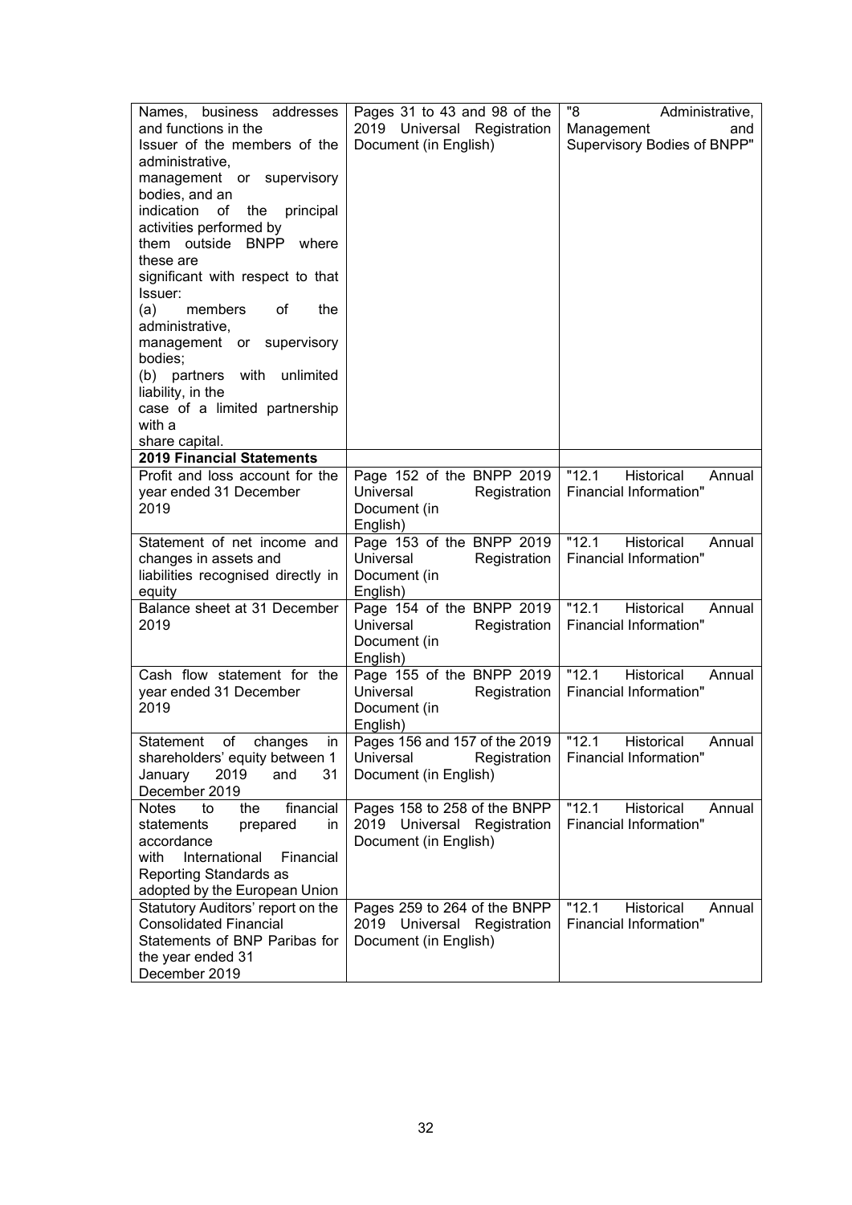| | | |
|---|---|---|
| Names, business addresses and functions in the Issuer of the members of the administrative, management or supervisory bodies, and an indication of the principal activities performed by them outside BNPP where these are significant with respect to that Issuer: (a) members of the administrative, management or supervisory bodies; (b) partners with unlimited liability, in the case of a limited partnership with a share capital. | Pages 31 to 43 and 98 of the 2019 Universal Registration Document (in English) | "8 Administrative, Management and Supervisory Bodies of BNPP" |
| **2019 Financial Statements** | | |
| Profit and loss account for the year ended 31 December 2019 | Page 152 of the BNPP 2019 Universal Registration Document (in English) | "12.1 Historical Annual Financial Information" |
| Statement of net income and changes in assets and liabilities recognised directly in equity | Page 153 of the BNPP 2019 Universal Registration Document (in English) | "12.1 Historical Annual Financial Information" |
| Balance sheet at 31 December 2019 | Page 154 of the BNPP 2019 Universal Registration Document (in English) | "12.1 Historical Annual Financial Information" |
| Cash flow statement for the year ended 31 December 2019 | Page 155 of the BNPP 2019 Universal Registration Document (in English) | "12.1 Historical Annual Financial Information" |
| Statement of changes in shareholders' equity between 1 January 2019 and 31 December 2019 | Pages 156 and 157 of the 2019 Universal Registration Document (in English) | "12.1 Historical Annual Financial Information" |
| Notes to the financial statements prepared in accordance with International Financial Reporting Standards as adopted by the European Union | Pages 158 to 258 of the BNPP 2019 Universal Registration Document (in English) | "12.1 Historical Annual Financial Information" |
| Statutory Auditors' report on the Consolidated Financial Statements of BNP Paribas for the year ended 31 December 2019 | Pages 259 to 264 of the BNPP 2019 Universal Registration Document (in English) | "12.1 Historical Annual Financial Information" |